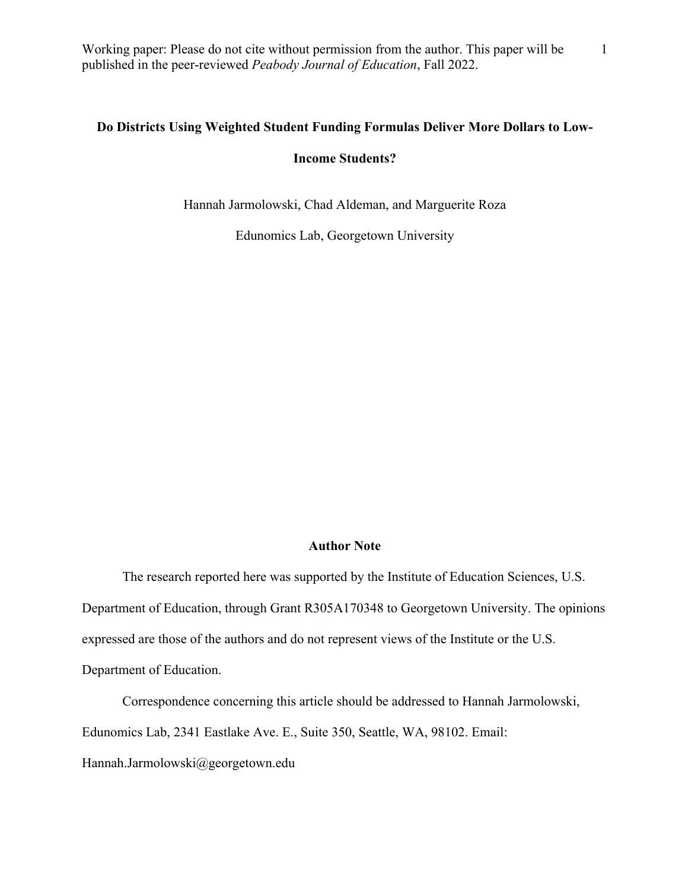Working paper: Please do not cite without permission from the author. This paper will be published in the peer-reviewed *Peabody Journal of Education*, Fall 2022.

# Do Districts Using Weighted Student Funding Formulas Deliver More Dollars to Low-Income Students?

Hannah Jarmolowski, Chad Aldeman, and Marguerite Roza

Edunomics Lab, Georgetown University

## Author Note

The research reported here was supported by the Institute of Education Sciences, U.S. Department of Education, through Grant R305A170348 to Georgetown University. The opinions expressed are those of the authors and do not represent views of the Institute or the U.S. Department of Education.

Correspondence concerning this article should be addressed to Hannah Jarmolowski, Edunomics Lab, 2341 Eastlake Ave. E., Suite 350, Seattle, WA, 98102. Email: Hannah.Jarmolowski@georgetown.edu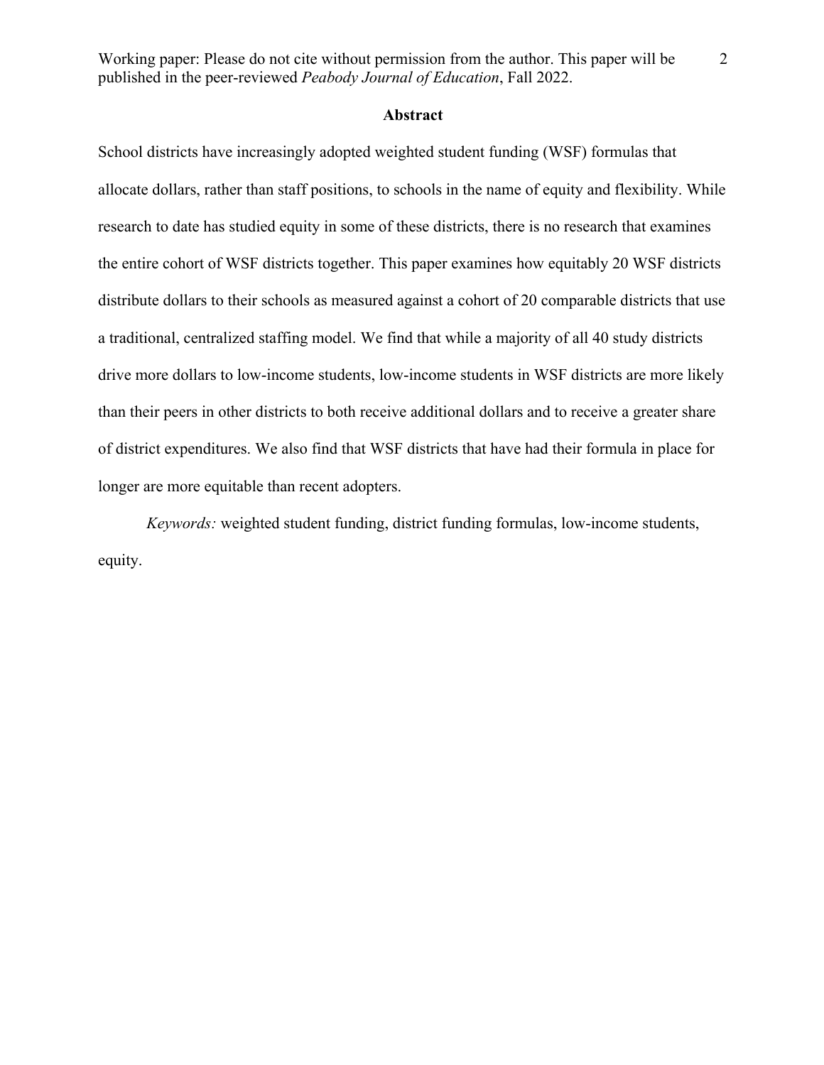## Abstract

School districts have increasingly adopted weighted student funding (WSF) formulas that allocate dollars, rather than staff positions, to schools in the name of equity and flexibility. While research to date has studied equity in some of these districts, there is no research that examines the entire cohort of WSF districts together. This paper examines how equitably 20 WSF districts distribute dollars to their schools as measured against a cohort of 20 comparable districts that use a traditional, centralized staffing model. We find that while a majority of all 40 study districts drive more dollars to low-income students, low-income students in WSF districts are more likely than their peers in other districts to both receive additional dollars and to receive a greater share of district expenditures. We also find that WSF districts that have had their formula in place for longer are more equitable than recent adopters.

*Keywords:* weighted student funding, district funding formulas, low-income students, equity.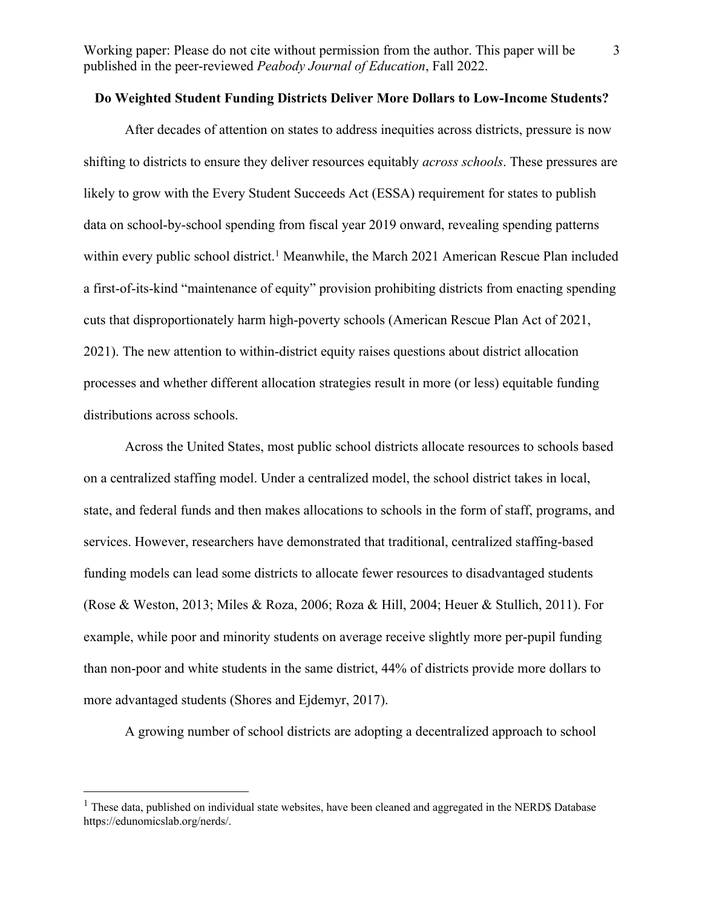**Do Weighted Student Funding Districts Deliver More Dollars to Low-Income Students?**

After decades of attention on states to address inequities across districts, pressure is now shifting to districts to ensure they deliver resources equitably *across schools*. These pressures are likely to grow with the Every Student Succeeds Act (ESSA) requirement for states to publish data on school-by-school spending from fiscal year 2019 onward, revealing spending patterns within every public school district.[1] Meanwhile, the March 2021 American Rescue Plan included a first-of-its-kind "maintenance of equity" provision prohibiting districts from enacting spending cuts that disproportionately harm high-poverty schools (American Rescue Plan Act of 2021, 2021). The new attention to within-district equity raises questions about district allocation processes and whether different allocation strategies result in more (or less) equitable funding distributions across schools.

Across the United States, most public school districts allocate resources to schools based on a centralized staffing model. Under a centralized model, the school district takes in local, state, and federal funds and then makes allocations to schools in the form of staff, programs, and services. However, researchers have demonstrated that traditional, centralized staffing-based funding models can lead some districts to allocate fewer resources to disadvantaged students (Rose & Weston, 2013; Miles & Roza, 2006; Roza & Hill, 2004; Heuer & Stullich, 2011). For example, while poor and minority students on average receive slightly more per-pupil funding than non-poor and white students in the same district, 44% of districts provide more dollars to more advantaged students (Shores and Ejdemyr, 2017).

A growing number of school districts are adopting a decentralized approach to school

[1] These data, published on individual state websites, have been cleaned and aggregated in the NERD$ Database https://edunomicslab.org/nerds/.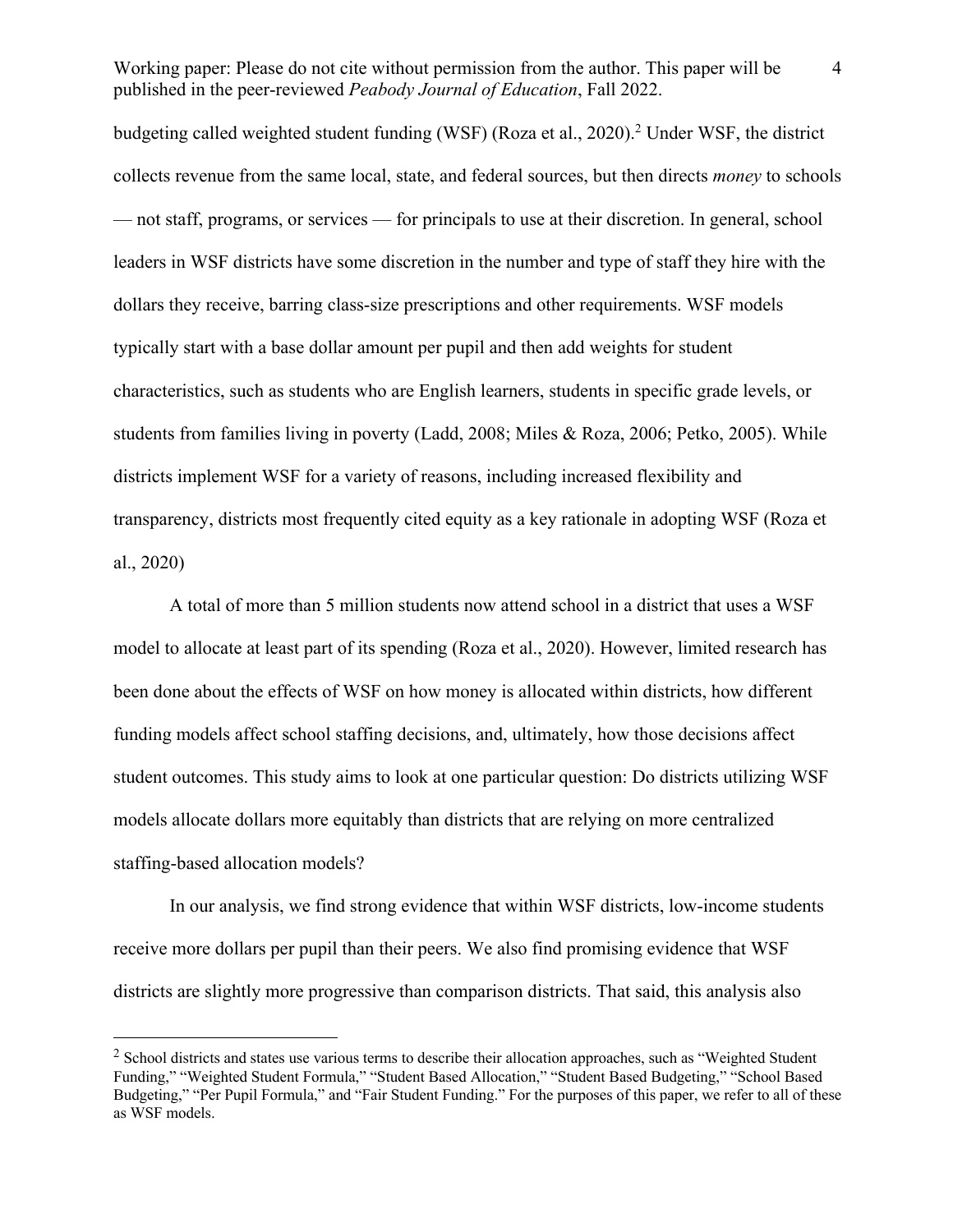budgeting called weighted student funding (WSF) (Roza et al., 2020).[2] Under WSF, the district collects revenue from the same local, state, and federal sources, but then directs *money* to schools — not staff, programs, or services — for principals to use at their discretion. In general, school leaders in WSF districts have some discretion in the number and type of staff they hire with the dollars they receive, barring class-size prescriptions and other requirements. WSF models typically start with a base dollar amount per pupil and then add weights for student characteristics, such as students who are English learners, students in specific grade levels, or students from families living in poverty (Ladd, 2008; Miles & Roza, 2006; Petko, 2005). While districts implement WSF for a variety of reasons, including increased flexibility and transparency, districts most frequently cited equity as a key rationale in adopting WSF (Roza et al., 2020)

A total of more than 5 million students now attend school in a district that uses a WSF model to allocate at least part of its spending (Roza et al., 2020). However, limited research has been done about the effects of WSF on how money is allocated within districts, how different funding models affect school staffing decisions, and, ultimately, how those decisions affect student outcomes. This study aims to look at one particular question: Do districts utilizing WSF models allocate dollars more equitably than districts that are relying on more centralized staffing-based allocation models?

In our analysis, we find strong evidence that within WSF districts, low-income students receive more dollars per pupil than their peers. We also find promising evidence that WSF districts are slightly more progressive than comparison districts. That said, this analysis also

---

[2] School districts and states use various terms to describe their allocation approaches, such as "Weighted Student Funding," "Weighted Student Formula," "Student Based Allocation," "Student Based Budgeting," "School Based Budgeting," "Per Pupil Formula," and "Fair Student Funding." For the purposes of this paper, we refer to all of these as WSF models.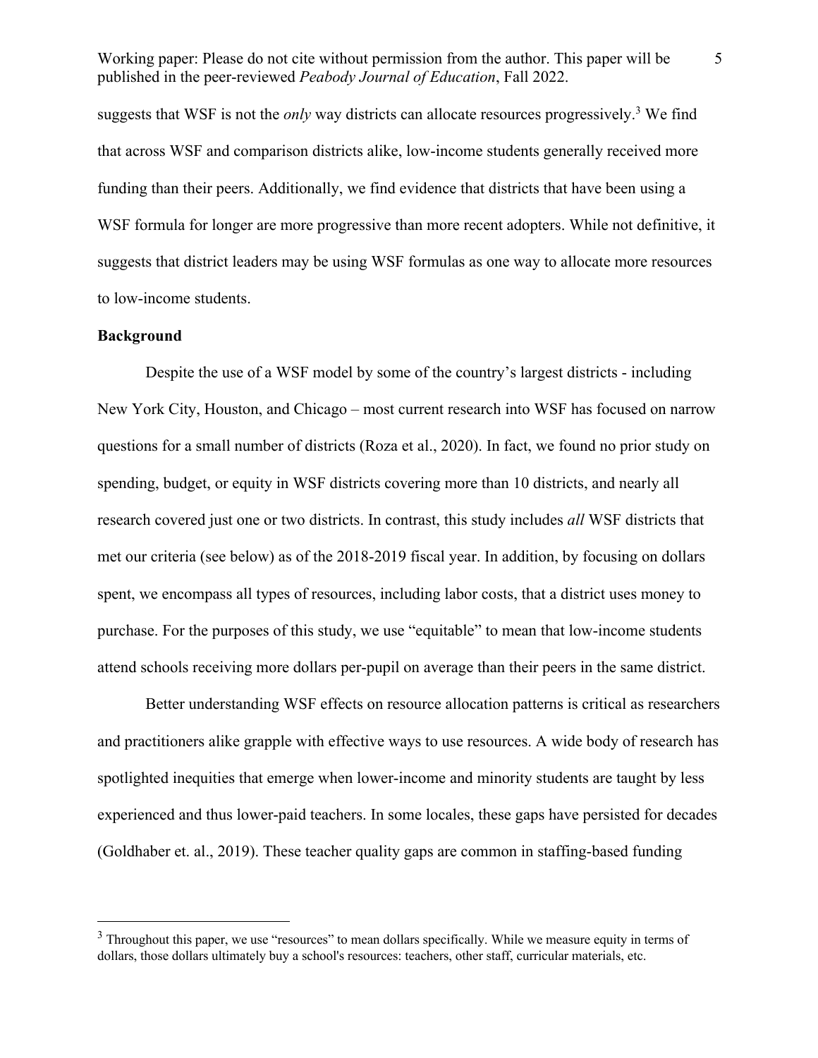suggests that WSF is not the *only* way districts can allocate resources progressively.[3] We find that across WSF and comparison districts alike, low-income students generally received more funding than their peers. Additionally, we find evidence that districts that have been using a WSF formula for longer are more progressive than more recent adopters. While not definitive, it suggests that district leaders may be using WSF formulas as one way to allocate more resources to low-income students.

**Background**

Despite the use of a WSF model by some of the country's largest districts - including New York City, Houston, and Chicago – most current research into WSF has focused on narrow questions for a small number of districts (Roza et al., 2020). In fact, we found no prior study on spending, budget, or equity in WSF districts covering more than 10 districts, and nearly all research covered just one or two districts. In contrast, this study includes *all* WSF districts that met our criteria (see below) as of the 2018-2019 fiscal year. In addition, by focusing on dollars spent, we encompass all types of resources, including labor costs, that a district uses money to purchase. For the purposes of this study, we use "equitable" to mean that low-income students attend schools receiving more dollars per-pupil on average than their peers in the same district.

Better understanding WSF effects on resource allocation patterns is critical as researchers and practitioners alike grapple with effective ways to use resources. A wide body of research has spotlighted inequities that emerge when lower-income and minority students are taught by less experienced and thus lower-paid teachers. In some locales, these gaps have persisted for decades (Goldhaber et. al., 2019). These teacher quality gaps are common in staffing-based funding

[3] Throughout this paper, we use "resources" to mean dollars specifically. While we measure equity in terms of dollars, those dollars ultimately buy a school's resources: teachers, other staff, curricular materials, etc.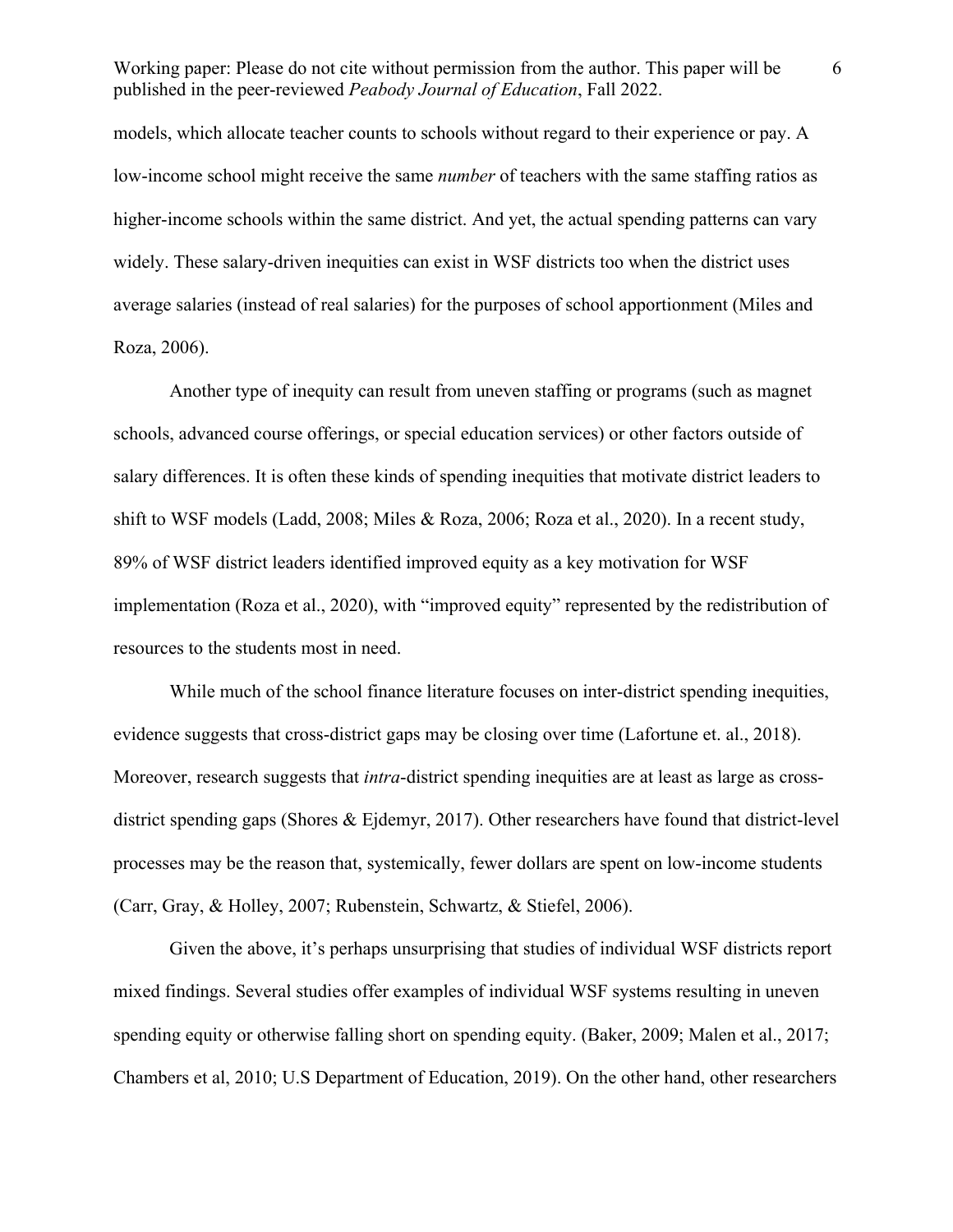models, which allocate teacher counts to schools without regard to their experience or pay. A low-income school might receive the same *number* of teachers with the same staffing ratios as higher-income schools within the same district. And yet, the actual spending patterns can vary widely. These salary-driven inequities can exist in WSF districts too when the district uses average salaries (instead of real salaries) for the purposes of school apportionment (Miles and Roza, 2006).

Another type of inequity can result from uneven staffing or programs (such as magnet schools, advanced course offerings, or special education services) or other factors outside of salary differences. It is often these kinds of spending inequities that motivate district leaders to shift to WSF models (Ladd, 2008; Miles & Roza, 2006; Roza et al., 2020). In a recent study, 89% of WSF district leaders identified improved equity as a key motivation for WSF implementation (Roza et al., 2020), with "improved equity" represented by the redistribution of resources to the students most in need.

While much of the school finance literature focuses on inter-district spending inequities, evidence suggests that cross-district gaps may be closing over time (Lafortune et. al., 2018). Moreover, research suggests that *intra*-district spending inequities are at least as large as cross-district spending gaps (Shores & Ejdemyr, 2017). Other researchers have found that district-level processes may be the reason that, systemically, fewer dollars are spent on low-income students (Carr, Gray, & Holley, 2007; Rubenstein, Schwartz, & Stiefel, 2006).

Given the above, it's perhaps unsurprising that studies of individual WSF districts report mixed findings. Several studies offer examples of individual WSF systems resulting in uneven spending equity or otherwise falling short on spending equity. (Baker, 2009; Malen et al., 2017; Chambers et al, 2010; U.S Department of Education, 2019). On the other hand, other researchers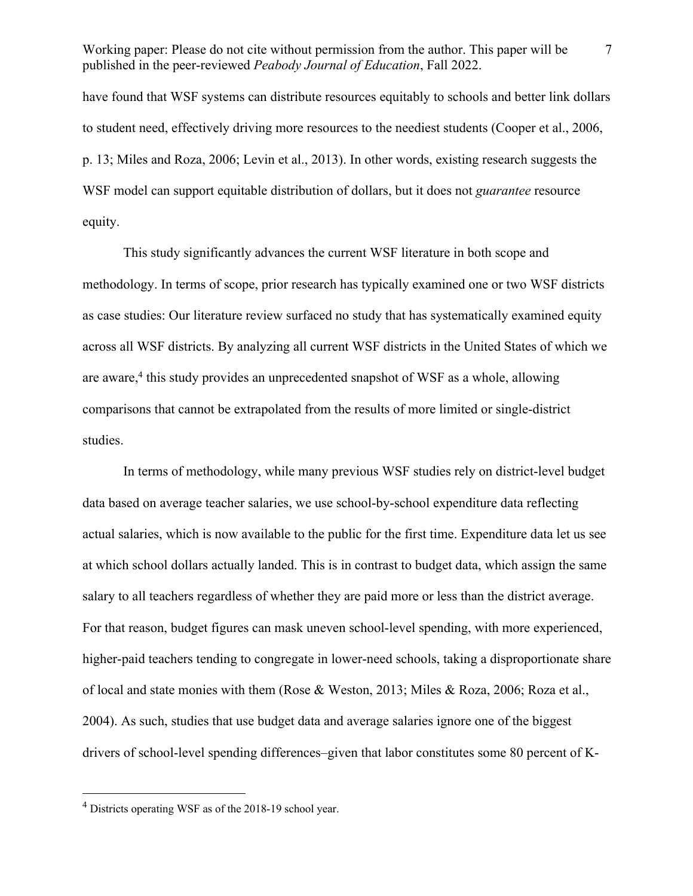have found that WSF systems can distribute resources equitably to schools and better link dollars to student need, effectively driving more resources to the neediest students (Cooper et al., 2006, p. 13; Miles and Roza, 2006; Levin et al., 2013). In other words, existing research suggests the WSF model can support equitable distribution of dollars, but it does not *guarantee* resource equity.

This study significantly advances the current WSF literature in both scope and methodology. In terms of scope, prior research has typically examined one or two WSF districts as case studies: Our literature review surfaced no study that has systematically examined equity across all WSF districts. By analyzing all current WSF districts in the United States of which we are aware,[4] this study provides an unprecedented snapshot of WSF as a whole, allowing comparisons that cannot be extrapolated from the results of more limited or single-district studies.

In terms of methodology, while many previous WSF studies rely on district-level budget data based on average teacher salaries, we use school-by-school expenditure data reflecting actual salaries, which is now available to the public for the first time. Expenditure data let us see at which school dollars actually landed. This is in contrast to budget data, which assign the same salary to all teachers regardless of whether they are paid more or less than the district average. For that reason, budget figures can mask uneven school-level spending, with more experienced, higher-paid teachers tending to congregate in lower-need schools, taking a disproportionate share of local and state monies with them (Rose & Weston, 2013; Miles & Roza, 2006; Roza et al., 2004). As such, studies that use budget data and average salaries ignore one of the biggest drivers of school-level spending differences–given that labor constitutes some 80 percent of K-

[4] Districts operating WSF as of the 2018-19 school year.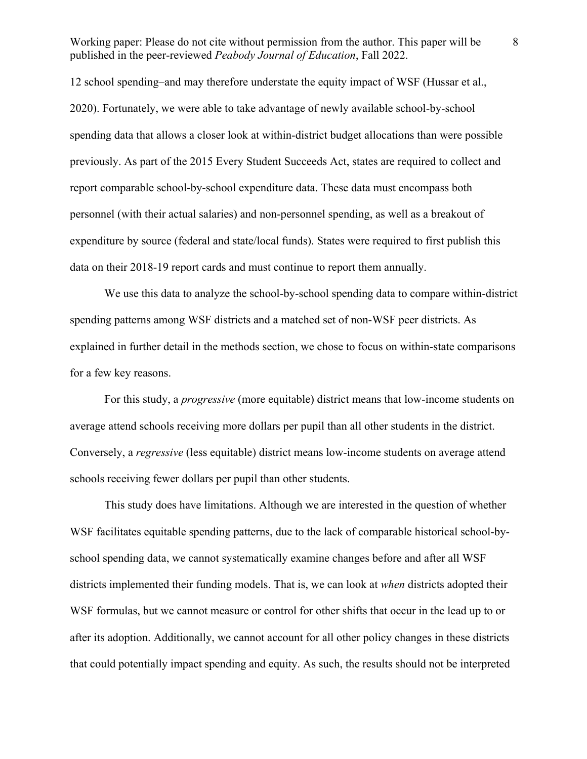12 school spending–and may therefore understate the equity impact of WSF (Hussar et al., 2020). Fortunately, we were able to take advantage of newly available school-by-school spending data that allows a closer look at within-district budget allocations than were possible previously. As part of the 2015 Every Student Succeeds Act, states are required to collect and report comparable school-by-school expenditure data. These data must encompass both personnel (with their actual salaries) and non-personnel spending, as well as a breakout of expenditure by source (federal and state/local funds). States were required to first publish this data on their 2018-19 report cards and must continue to report them annually.

We use this data to analyze the school-by-school spending data to compare within-district spending patterns among WSF districts and a matched set of non-WSF peer districts. As explained in further detail in the methods section, we chose to focus on within-state comparisons for a few key reasons.

For this study, a *progressive* (more equitable) district means that low-income students on average attend schools receiving more dollars per pupil than all other students in the district. Conversely, a *regressive* (less equitable) district means low-income students on average attend schools receiving fewer dollars per pupil than other students.

This study does have limitations. Although we are interested in the question of whether WSF facilitates equitable spending patterns, due to the lack of comparable historical school-by-school spending data, we cannot systematically examine changes before and after all WSF districts implemented their funding models. That is, we can look at *when* districts adopted their WSF formulas, but we cannot measure or control for other shifts that occur in the lead up to or after its adoption. Additionally, we cannot account for all other policy changes in these districts that could potentially impact spending and equity. As such, the results should not be interpreted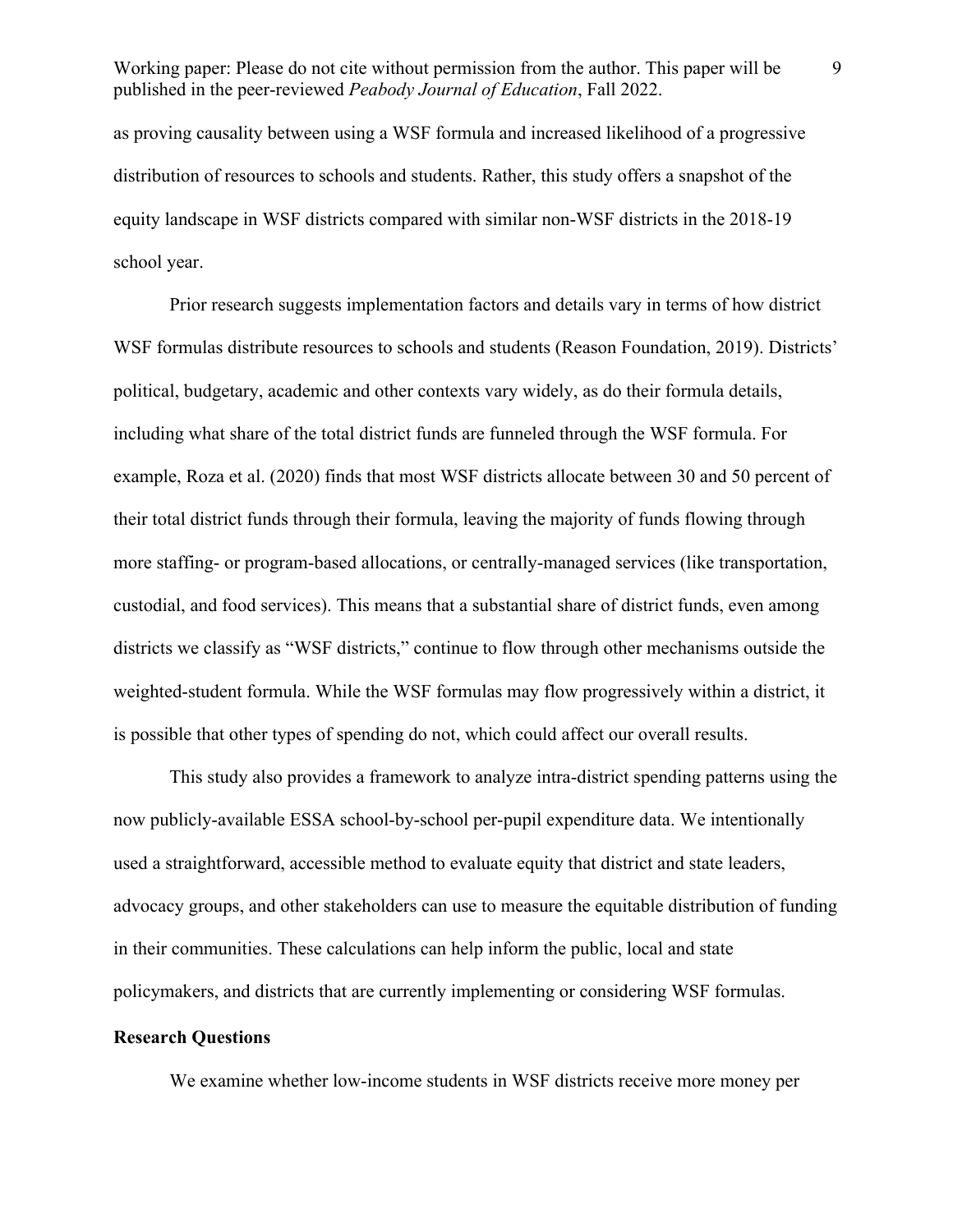as proving causality between using a WSF formula and increased likelihood of a progressive distribution of resources to schools and students. Rather, this study offers a snapshot of the equity landscape in WSF districts compared with similar non-WSF districts in the 2018-19 school year.

Prior research suggests implementation factors and details vary in terms of how district WSF formulas distribute resources to schools and students (Reason Foundation, 2019). Districts' political, budgetary, academic and other contexts vary widely, as do their formula details, including what share of the total district funds are funneled through the WSF formula. For example, Roza et al. (2020) finds that most WSF districts allocate between 30 and 50 percent of their total district funds through their formula, leaving the majority of funds flowing through more staffing- or program-based allocations, or centrally-managed services (like transportation, custodial, and food services). This means that a substantial share of district funds, even among districts we classify as "WSF districts," continue to flow through other mechanisms outside the weighted-student formula. While the WSF formulas may flow progressively within a district, it is possible that other types of spending do not, which could affect our overall results.

This study also provides a framework to analyze intra-district spending patterns using the now publicly-available ESSA school-by-school per-pupil expenditure data. We intentionally used a straightforward, accessible method to evaluate equity that district and state leaders, advocacy groups, and other stakeholders can use to measure the equitable distribution of funding in their communities. These calculations can help inform the public, local and state policymakers, and districts that are currently implementing or considering WSF formulas.

**Research Questions**

We examine whether low-income students in WSF districts receive more money per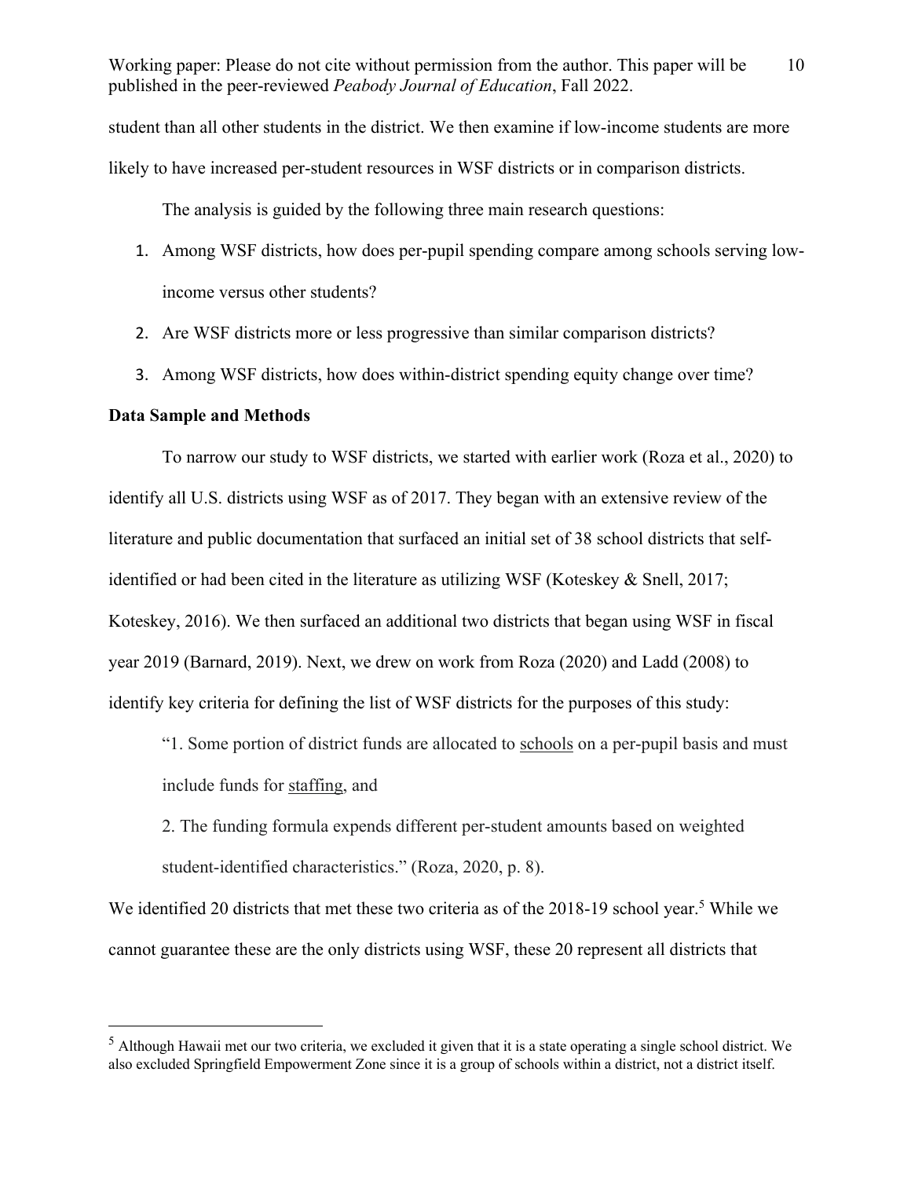student than all other students in the district. We then examine if low-income students are more likely to have increased per-student resources in WSF districts or in comparison districts.

The analysis is guided by the following three main research questions:

1. Among WSF districts, how does per-pupil spending compare among schools serving low-income versus other students?
2. Are WSF districts more or less progressive than similar comparison districts?
3. Among WSF districts, how does within-district spending equity change over time?

**Data Sample and Methods**

To narrow our study to WSF districts, we started with earlier work (Roza et al., 2020) to identify all U.S. districts using WSF as of 2017. They began with an extensive review of the literature and public documentation that surfaced an initial set of 38 school districts that self-identified or had been cited in the literature as utilizing WSF (Koteskey & Snell, 2017; Koteskey, 2016). We then surfaced an additional two districts that began using WSF in fiscal year 2019 (Barnard, 2019). Next, we drew on work from Roza (2020) and Ladd (2008) to identify key criteria for defining the list of WSF districts for the purposes of this study:

> "1. Some portion of district funds are allocated to <u>schools</u> on a per-pupil basis and must include funds for <u>staffing</u>, and
>
> 2. The funding formula expends different per-student amounts based on weighted student-identified characteristics." (Roza, 2020, p. 8).

We identified 20 districts that met these two criteria as of the 2018-19 school year.[5] While we cannot guarantee these are the only districts using WSF, these 20 represent all districts that

[5] Although Hawaii met our two criteria, we excluded it given that it is a state operating a single school district. We also excluded Springfield Empowerment Zone since it is a group of schools within a district, not a district itself.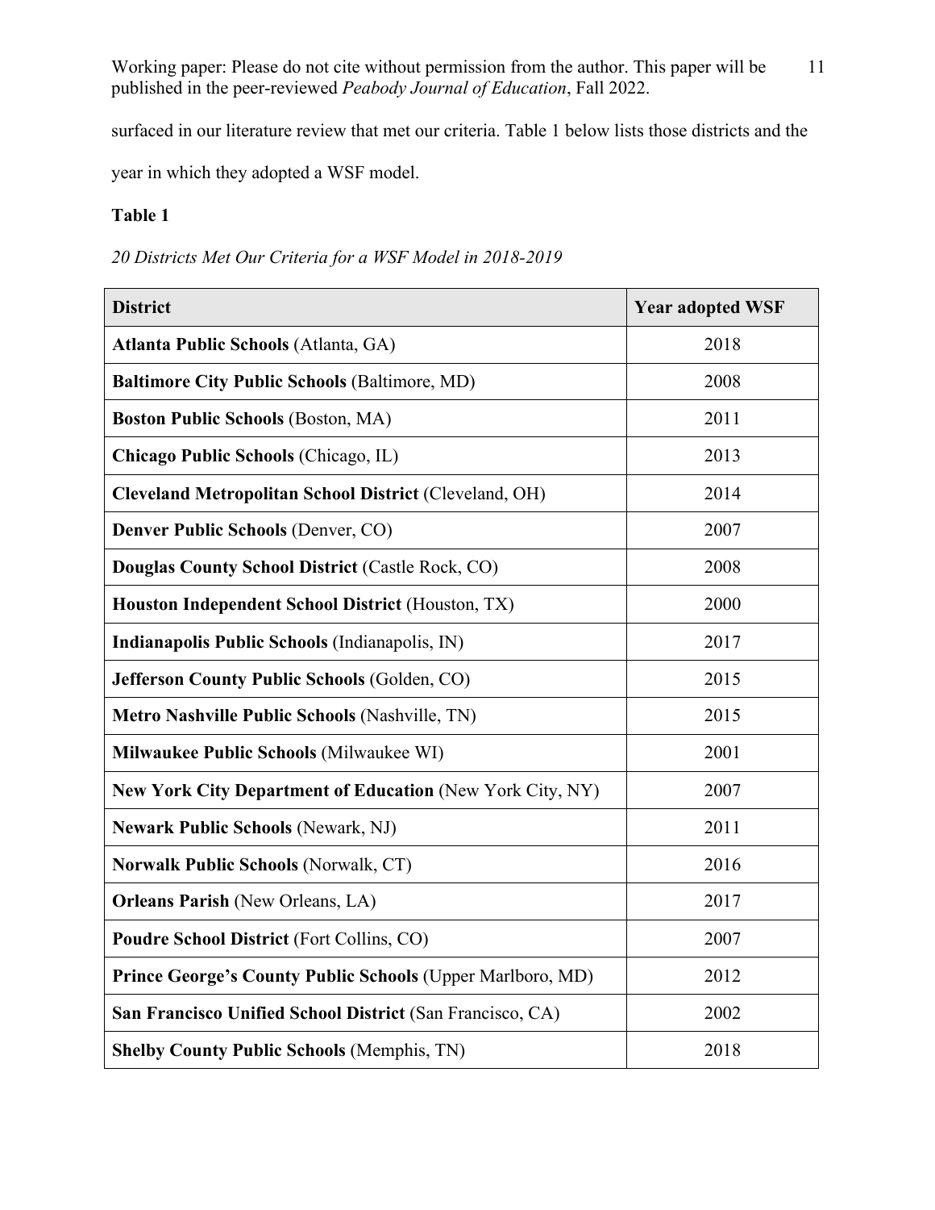surfaced in our literature review that met our criteria. Table 1 below lists those districts and the year in which they adopted a WSF model.

**Table 1**

*20 Districts Met Our Criteria for a WSF Model in 2018-2019*

| District | Year adopted WSF |
|---|---|
| **Atlanta Public Schools** (Atlanta, GA) | 2018 |
| **Baltimore City Public Schools** (Baltimore, MD) | 2008 |
| **Boston Public Schools** (Boston, MA) | 2011 |
| **Chicago Public Schools** (Chicago, IL) | 2013 |
| **Cleveland Metropolitan School District** (Cleveland, OH) | 2014 |
| **Denver Public Schools** (Denver, CO) | 2007 |
| **Douglas County School District** (Castle Rock, CO) | 2008 |
| **Houston Independent School District** (Houston, TX) | 2000 |
| **Indianapolis Public Schools** (Indianapolis, IN) | 2017 |
| **Jefferson County Public Schools** (Golden, CO) | 2015 |
| **Metro Nashville Public Schools** (Nashville, TN) | 2015 |
| **Milwaukee Public Schools** (Milwaukee WI) | 2001 |
| **New York City Department of Education** (New York City, NY) | 2007 |
| **Newark Public Schools** (Newark, NJ) | 2011 |
| **Norwalk Public Schools** (Norwalk, CT) | 2016 |
| **Orleans Parish** (New Orleans, LA) | 2017 |
| **Poudre School District** (Fort Collins, CO) | 2007 |
| **Prince George's County Public Schools** (Upper Marlboro, MD) | 2012 |
| **San Francisco Unified School District** (San Francisco, CA) | 2002 |
| **Shelby County Public Schools** (Memphis, TN) | 2018 |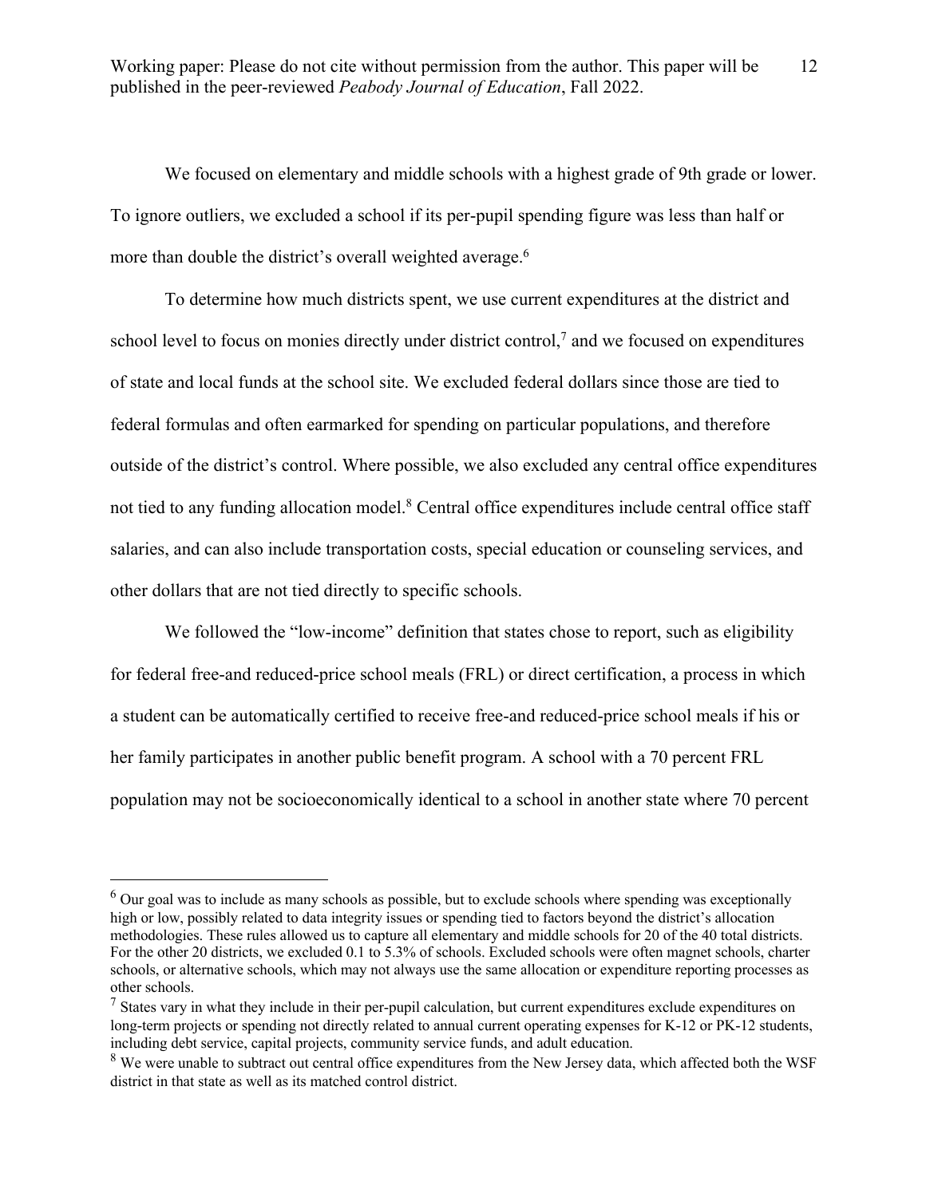We focused on elementary and middle schools with a highest grade of 9th grade or lower. To ignore outliers, we excluded a school if its per-pupil spending figure was less than half or more than double the district's overall weighted average.[6]

To determine how much districts spent, we use current expenditures at the district and school level to focus on monies directly under district control,[7] and we focused on expenditures of state and local funds at the school site. We excluded federal dollars since those are tied to federal formulas and often earmarked for spending on particular populations, and therefore outside of the district's control. Where possible, we also excluded any central office expenditures not tied to any funding allocation model.[8] Central office expenditures include central office staff salaries, and can also include transportation costs, special education or counseling services, and other dollars that are not tied directly to specific schools.

We followed the "low-income" definition that states chose to report, such as eligibility for federal free-and reduced-price school meals (FRL) or direct certification, a process in which a student can be automatically certified to receive free-and reduced-price school meals if his or her family participates in another public benefit program. A school with a 70 percent FRL population may not be socioeconomically identical to a school in another state where 70 percent

---

[6] Our goal was to include as many schools as possible, but to exclude schools where spending was exceptionally high or low, possibly related to data integrity issues or spending tied to factors beyond the district's allocation methodologies. These rules allowed us to capture all elementary and middle schools for 20 of the 40 total districts. For the other 20 districts, we excluded 0.1 to 5.3% of schools. Excluded schools were often magnet schools, charter schools, or alternative schools, which may not always use the same allocation or expenditure reporting processes as other schools.

[7] States vary in what they include in their per-pupil calculation, but current expenditures exclude expenditures on long-term projects or spending not directly related to annual current operating expenses for K-12 or PK-12 students, including debt service, capital projects, community service funds, and adult education.

[8] We were unable to subtract out central office expenditures from the New Jersey data, which affected both the WSF district in that state as well as its matched control district.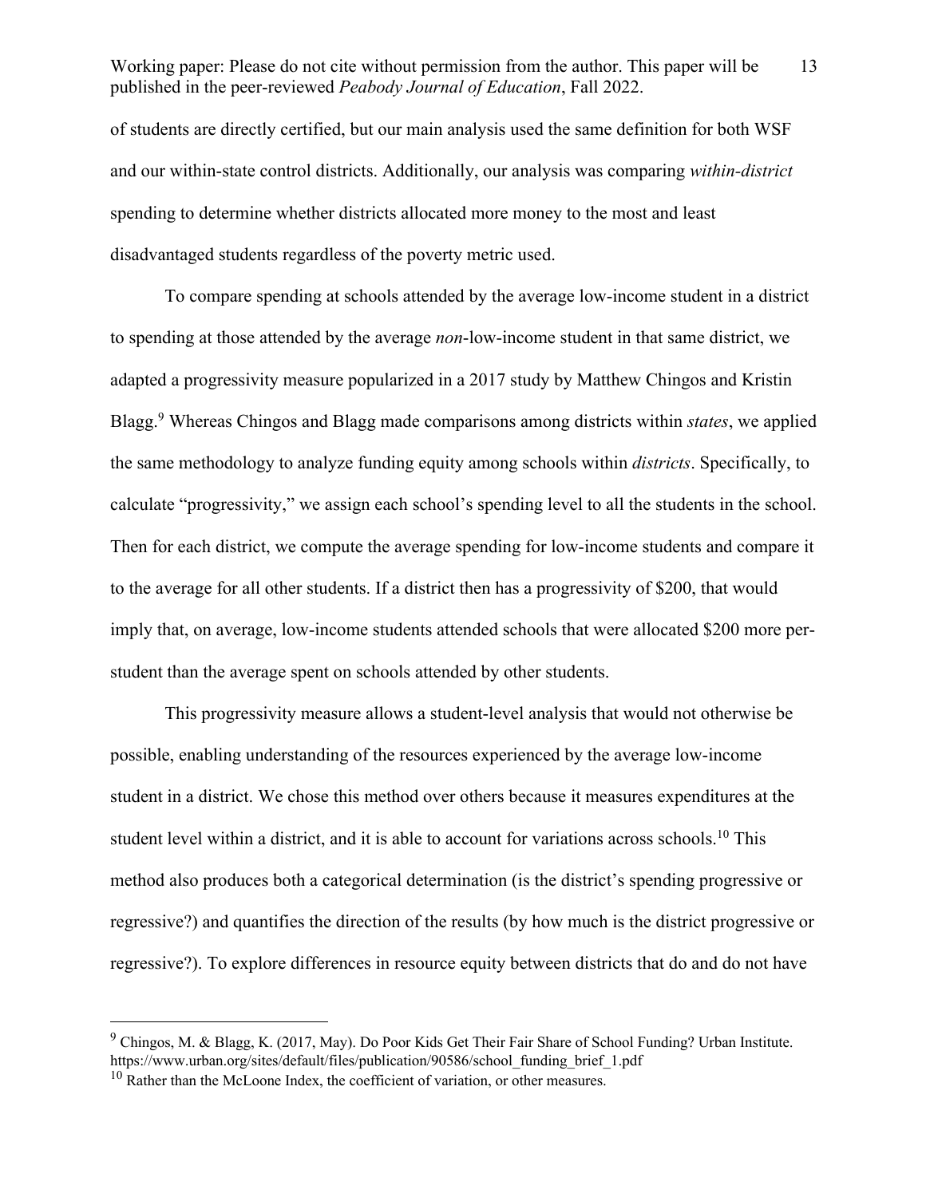of students are directly certified, but our main analysis used the same definition for both WSF and our within-state control districts. Additionally, our analysis was comparing *within-district* spending to determine whether districts allocated more money to the most and least disadvantaged students regardless of the poverty metric used.

To compare spending at schools attended by the average low-income student in a district to spending at those attended by the average *non*-low-income student in that same district, we adapted a progressivity measure popularized in a 2017 study by Matthew Chingos and Kristin Blagg.[9] Whereas Chingos and Blagg made comparisons among districts within *states*, we applied the same methodology to analyze funding equity among schools within *districts*. Specifically, to calculate "progressivity," we assign each school's spending level to all the students in the school. Then for each district, we compute the average spending for low-income students and compare it to the average for all other students. If a district then has a progressivity of $200, that would imply that, on average, low-income students attended schools that were allocated $200 more per-student than the average spent on schools attended by other students.

This progressivity measure allows a student-level analysis that would not otherwise be possible, enabling understanding of the resources experienced by the average low-income student in a district. We chose this method over others because it measures expenditures at the student level within a district, and it is able to account for variations across schools.[10] This method also produces both a categorical determination (is the district's spending progressive or regressive?) and quantifies the direction of the results (by how much is the district progressive or regressive?). To explore differences in resource equity between districts that do and do not have

---

[9] Chingos, M. & Blagg, K. (2017, May). Do Poor Kids Get Their Fair Share of School Funding? Urban Institute. https://www.urban.org/sites/default/files/publication/90586/school_funding_brief_1.pdf

[10] Rather than the McLoone Index, the coefficient of variation, or other measures.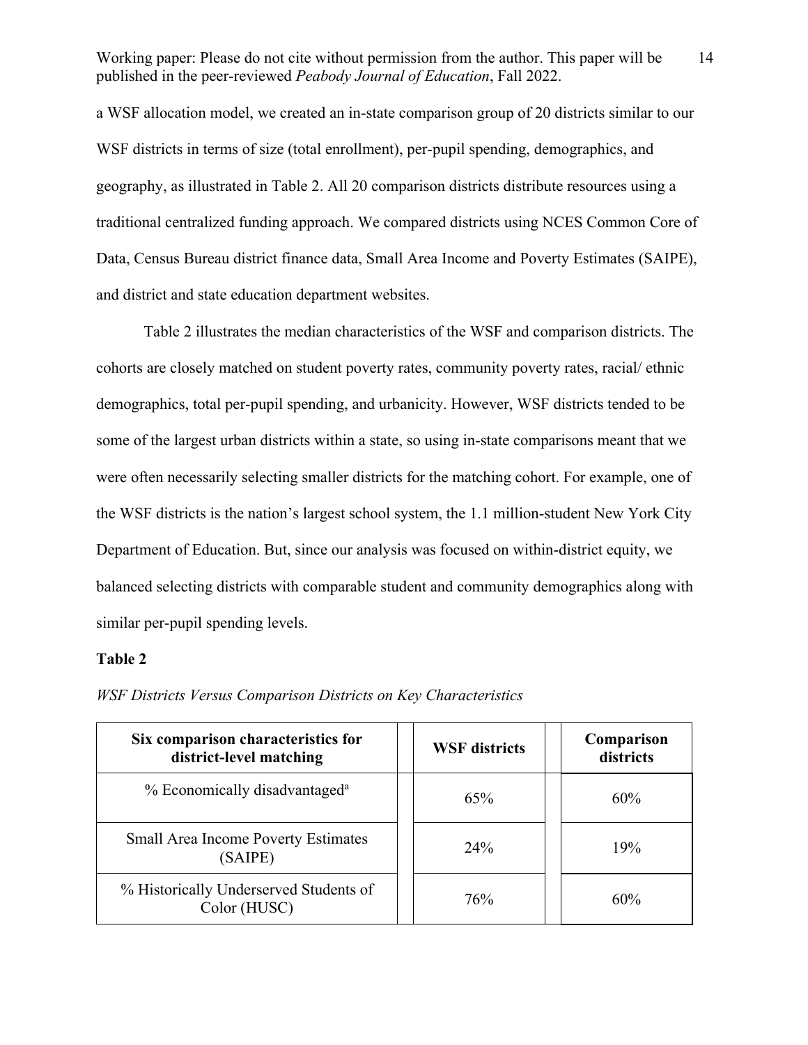a WSF allocation model, we created an in-state comparison group of 20 districts similar to our WSF districts in terms of size (total enrollment), per-pupil spending, demographics, and geography, as illustrated in Table 2. All 20 comparison districts distribute resources using a traditional centralized funding approach. We compared districts using NCES Common Core of Data, Census Bureau district finance data, Small Area Income and Poverty Estimates (SAIPE), and district and state education department websites.

Table 2 illustrates the median characteristics of the WSF and comparison districts. The cohorts are closely matched on student poverty rates, community poverty rates, racial/ ethnic demographics, total per-pupil spending, and urbanicity. However, WSF districts tended to be some of the largest urban districts within a state, so using in-state comparisons meant that we were often necessarily selecting smaller districts for the matching cohort. For example, one of the WSF districts is the nation's largest school system, the 1.1 million-student New York City Department of Education. But, since our analysis was focused on within-district equity, we balanced selecting districts with comparable student and community demographics along with similar per-pupil spending levels.

**Table 2**

*WSF Districts Versus Comparison Districts on Key Characteristics*

| Six comparison characteristics for district-level matching | WSF districts | Comparison districts |
|---|---|---|
| % Economically disadvantaged[a] | 65% | 60% |
| Small Area Income Poverty Estimates (SAIPE) | 24% | 19% |
| % Historically Underserved Students of Color (HUSC) | 76% | 60% |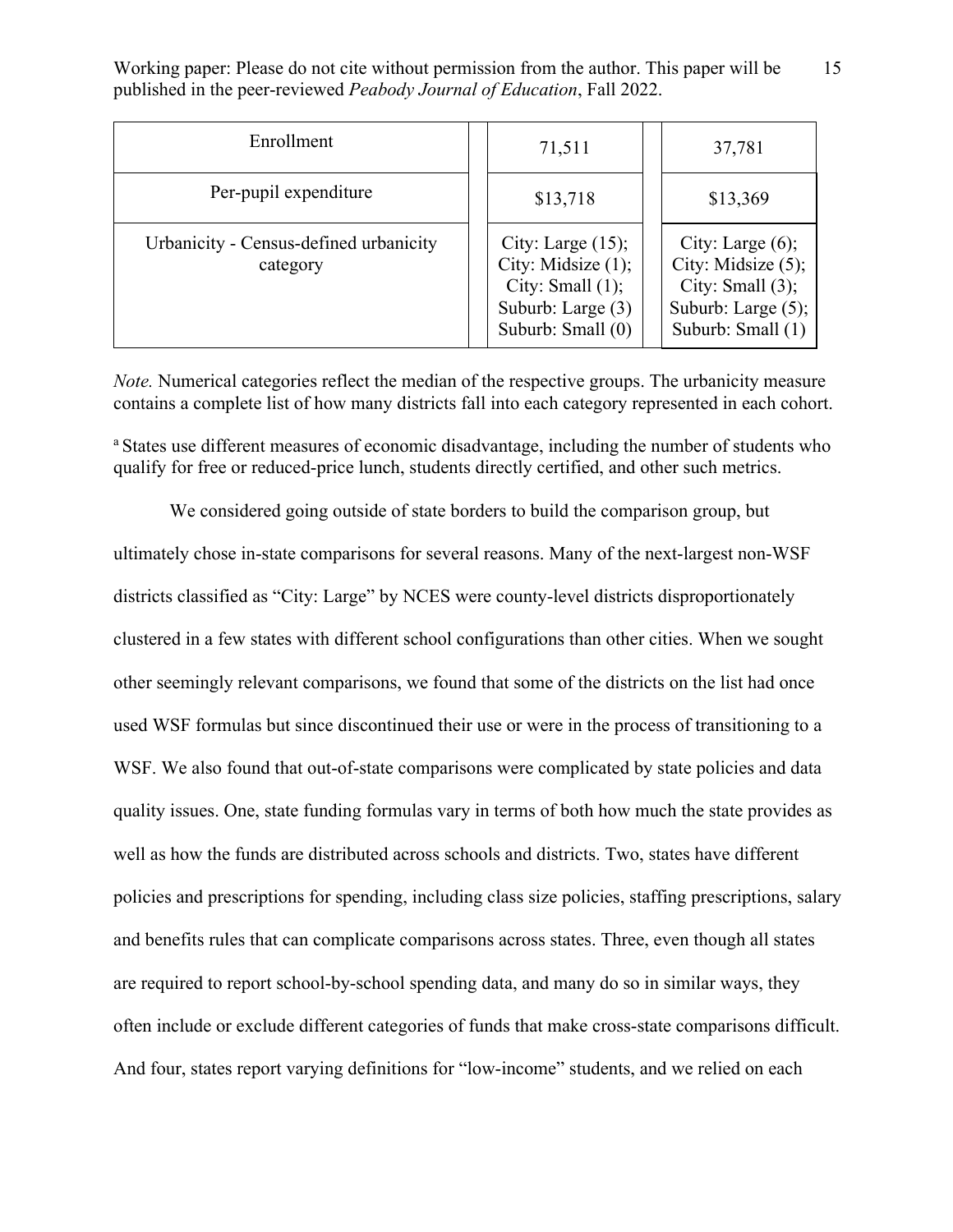| | | |
|---|---|---|
| Enrollment | 71,511 | 37,781 |
| Per-pupil expenditure | $13,718 | $13,369 |
| Urbanicity - Census-defined urbanicity category | City: Large (15); City: Midsize (1); City: Small (1); Suburb: Large (3) Suburb: Small (0) | City: Large (6); City: Midsize (5); City: Small (3); Suburb: Large (5); Suburb: Small (1) |

*Note.* Numerical categories reflect the median of the respective groups. The urbanicity measure contains a complete list of how many districts fall into each category represented in each cohort.

[a] States use different measures of economic disadvantage, including the number of students who qualify for free or reduced-price lunch, students directly certified, and other such metrics.

We considered going outside of state borders to build the comparison group, but ultimately chose in-state comparisons for several reasons. Many of the next-largest non-WSF districts classified as "City: Large" by NCES were county-level districts disproportionately clustered in a few states with different school configurations than other cities. When we sought other seemingly relevant comparisons, we found that some of the districts on the list had once used WSF formulas but since discontinued their use or were in the process of transitioning to a WSF. We also found that out-of-state comparisons were complicated by state policies and data quality issues. One, state funding formulas vary in terms of both how much the state provides as well as how the funds are distributed across schools and districts. Two, states have different policies and prescriptions for spending, including class size policies, staffing prescriptions, salary and benefits rules that can complicate comparisons across states. Three, even though all states are required to report school-by-school spending data, and many do so in similar ways, they often include or exclude different categories of funds that make cross-state comparisons difficult. And four, states report varying definitions for "low-income" students, and we relied on each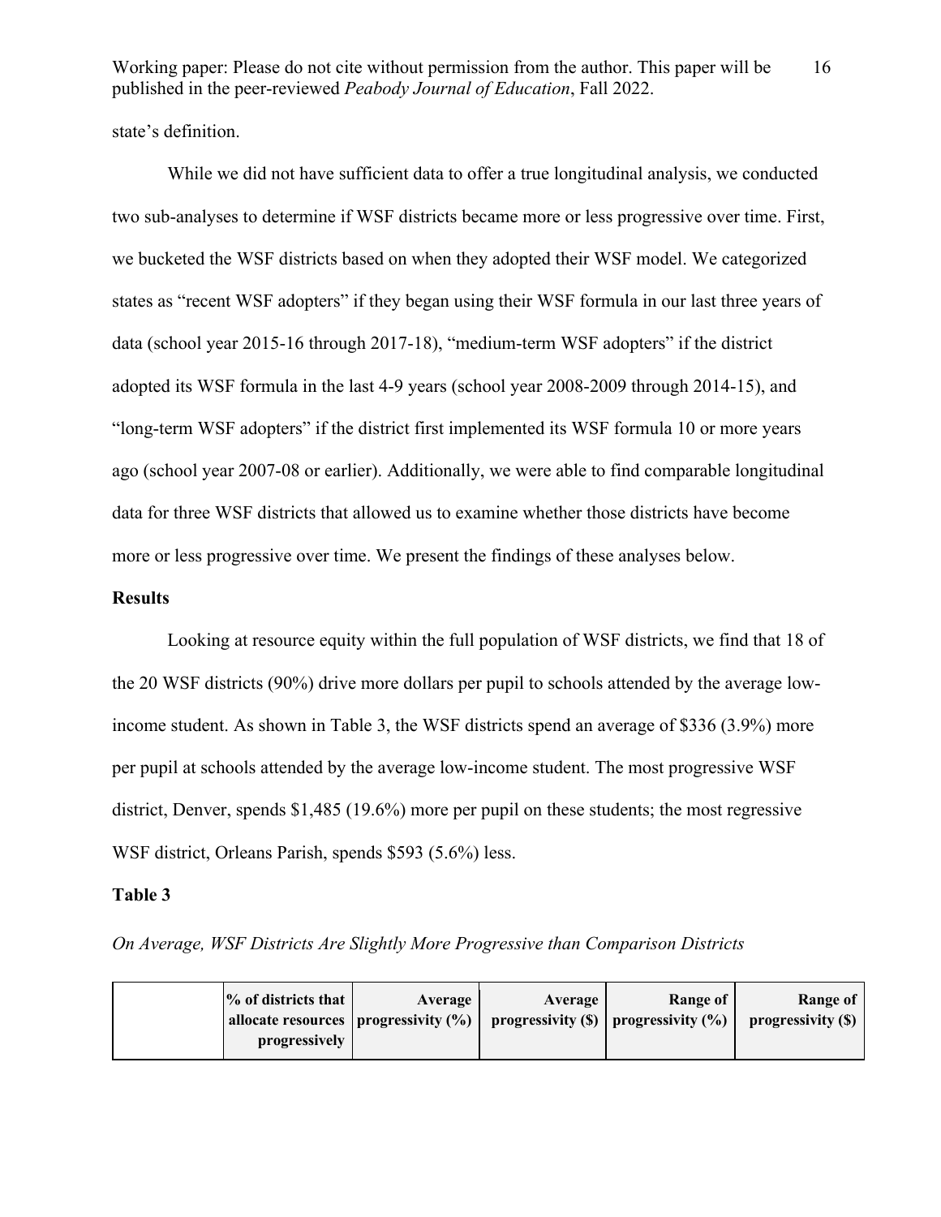state's definition.

While we did not have sufficient data to offer a true longitudinal analysis, we conducted two sub-analyses to determine if WSF districts became more or less progressive over time. First, we bucketed the WSF districts based on when they adopted their WSF model. We categorized states as "recent WSF adopters" if they began using their WSF formula in our last three years of data (school year 2015-16 through 2017-18), "medium-term WSF adopters" if the district adopted its WSF formula in the last 4-9 years (school year 2008-2009 through 2014-15), and "long-term WSF adopters" if the district first implemented its WSF formula 10 or more years ago (school year 2007-08 or earlier). Additionally, we were able to find comparable longitudinal data for three WSF districts that allowed us to examine whether those districts have become more or less progressive over time. We present the findings of these analyses below.

## Results

Looking at resource equity within the full population of WSF districts, we find that 18 of the 20 WSF districts (90%) drive more dollars per pupil to schools attended by the average low-income student. As shown in Table 3, the WSF districts spend an average of $336 (3.9%) more per pupil at schools attended by the average low-income student. The most progressive WSF district, Denver, spends $1,485 (19.6%) more per pupil on these students; the most regressive WSF district, Orleans Parish, spends $593 (5.6%) less.

**Table 3**

*On Average, WSF Districts Are Slightly More Progressive than Comparison Districts*

| | % of districts that allocate resources progressively | Average progressivity (%) | Average progressivity ($) | Range of progressivity (%) | Range of progressivity ($) |
|---|---|---|---|---|---|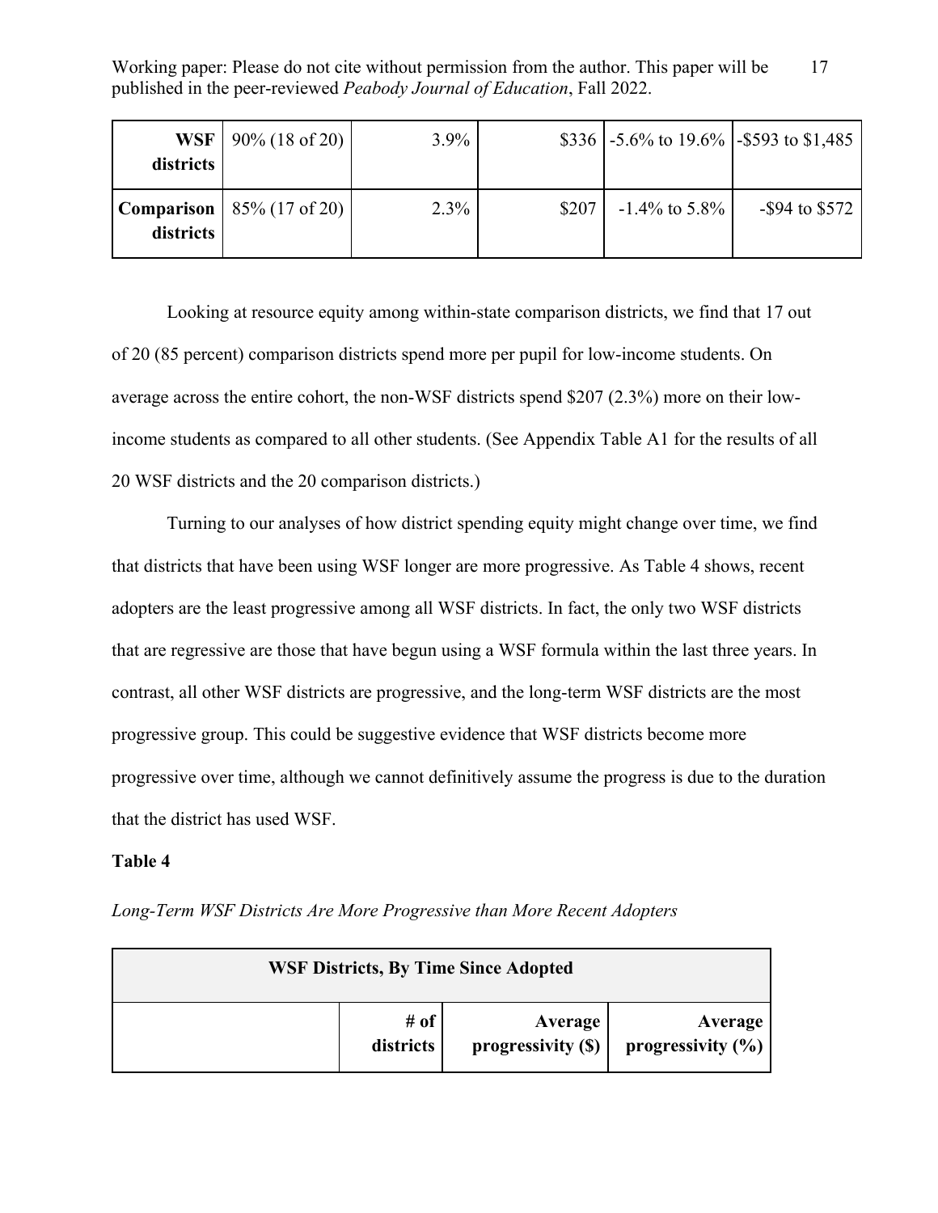| | | | | | |
|---|---|---|---|---|---|
| **WSF districts** | 90% (18 of 20) | 3.9% | $336 | -5.6% to 19.6% | -$593 to $1,485 |
| **Comparison districts** | 85% (17 of 20) | 2.3% | $207 | -1.4% to 5.8% | -$94 to $572 |

Looking at resource equity among within-state comparison districts, we find that 17 out of 20 (85 percent) comparison districts spend more per pupil for low-income students. On average across the entire cohort, the non-WSF districts spend $207 (2.3%) more on their low-income students as compared to all other students. (See Appendix Table A1 for the results of all 20 WSF districts and the 20 comparison districts.)

Turning to our analyses of how district spending equity might change over time, we find that districts that have been using WSF longer are more progressive. As Table 4 shows, recent adopters are the least progressive among all WSF districts. In fact, the only two WSF districts that are regressive are those that have begun using a WSF formula within the last three years. In contrast, all other WSF districts are progressive, and the long-term WSF districts are the most progressive group. This could be suggestive evidence that WSF districts become more progressive over time, although we cannot definitively assume the progress is due to the duration that the district has used WSF.

**Table 4**

*Long-Term WSF Districts Are More Progressive than More Recent Adopters*

| **WSF Districts, By Time Since Adopted** | | | |
|---|---|---|---|
| | **# of districts** | **Average progressivity ($)** | **Average progressivity (%)** |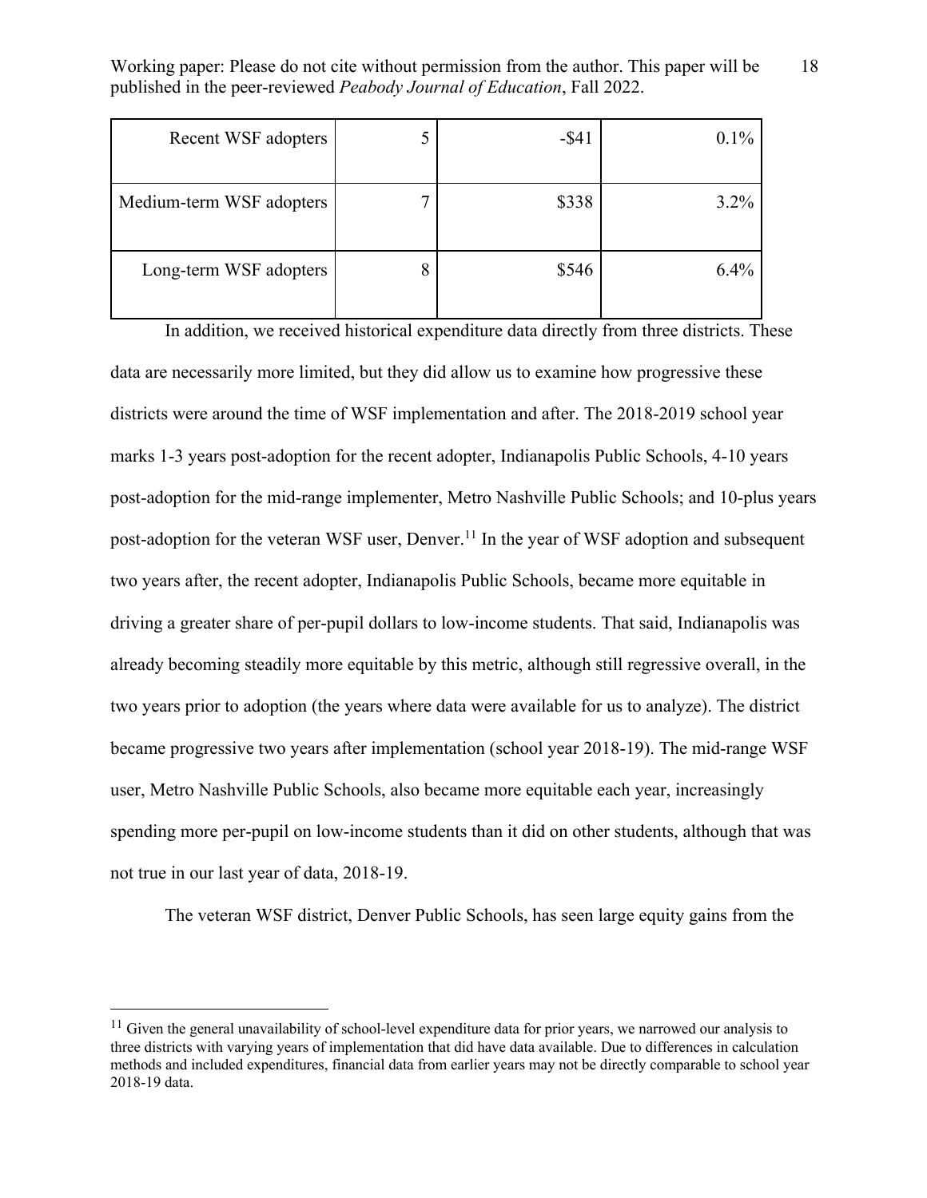| | | | |
|---|---|---|---|
| Recent WSF adopters | 5 | -$41 | 0.1% |
| Medium-term WSF adopters | 7 | $338 | 3.2% |
| Long-term WSF adopters | 8 | $546 | 6.4% |

In addition, we received historical expenditure data directly from three districts. These data are necessarily more limited, but they did allow us to examine how progressive these districts were around the time of WSF implementation and after. The 2018-2019 school year marks 1-3 years post-adoption for the recent adopter, Indianapolis Public Schools, 4-10 years post-adoption for the mid-range implementer, Metro Nashville Public Schools; and 10-plus years post-adoption for the veteran WSF user, Denver.[11] In the year of WSF adoption and subsequent two years after, the recent adopter, Indianapolis Public Schools, became more equitable in driving a greater share of per-pupil dollars to low-income students. That said, Indianapolis was already becoming steadily more equitable by this metric, although still regressive overall, in the two years prior to adoption (the years where data were available for us to analyze). The district became progressive two years after implementation (school year 2018-19). The mid-range WSF user, Metro Nashville Public Schools, also became more equitable each year, increasingly spending more per-pupil on low-income students than it did on other students, although that was not true in our last year of data, 2018-19.

The veteran WSF district, Denver Public Schools, has seen large equity gains from the

[11] Given the general unavailability of school-level expenditure data for prior years, we narrowed our analysis to three districts with varying years of implementation that did have data available. Due to differences in calculation methods and included expenditures, financial data from earlier years may not be directly comparable to school year 2018-19 data.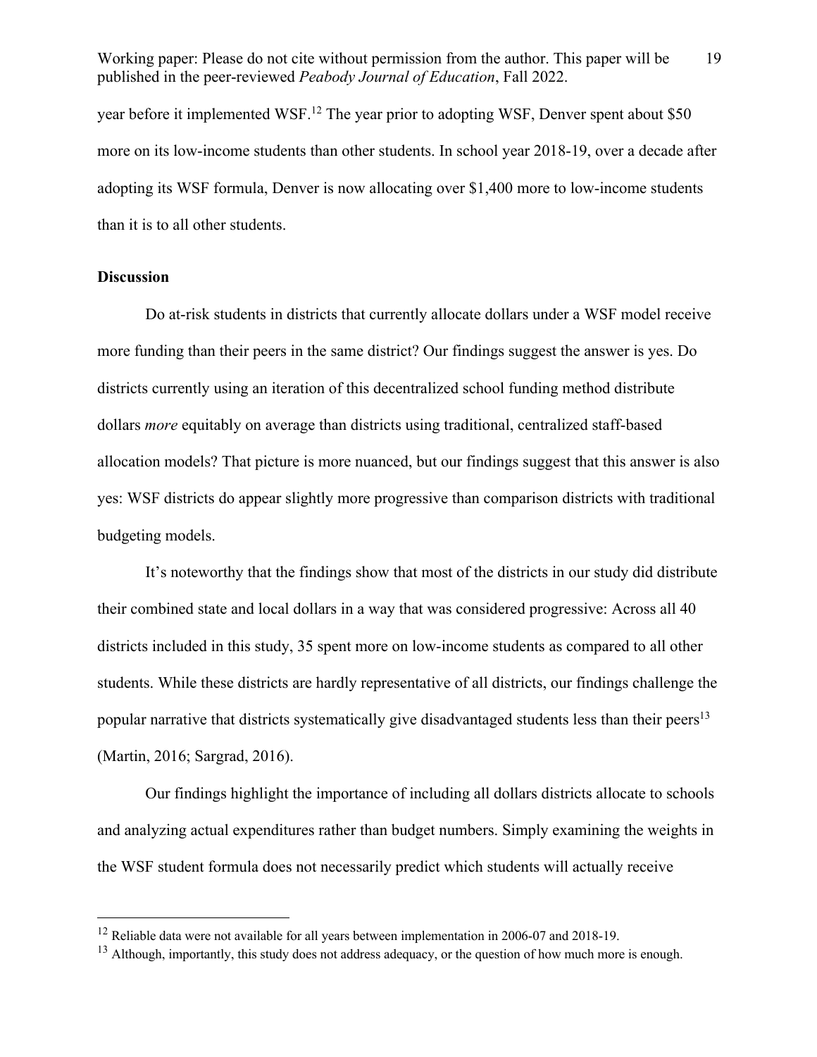year before it implemented WSF.[12] The year prior to adopting WSF, Denver spent about $50 more on its low-income students than other students. In school year 2018-19, over a decade after adopting its WSF formula, Denver is now allocating over $1,400 more to low-income students than it is to all other students.

**Discussion**

Do at-risk students in districts that currently allocate dollars under a WSF model receive more funding than their peers in the same district? Our findings suggest the answer is yes. Do districts currently using an iteration of this decentralized school funding method distribute dollars *more* equitably on average than districts using traditional, centralized staff-based allocation models? That picture is more nuanced, but our findings suggest that this answer is also yes: WSF districts do appear slightly more progressive than comparison districts with traditional budgeting models.

It's noteworthy that the findings show that most of the districts in our study did distribute their combined state and local dollars in a way that was considered progressive: Across all 40 districts included in this study, 35 spent more on low-income students as compared to all other students. While these districts are hardly representative of all districts, our findings challenge the popular narrative that districts systematically give disadvantaged students less than their peers[13] (Martin, 2016; Sargrad, 2016).

Our findings highlight the importance of including all dollars districts allocate to schools and analyzing actual expenditures rather than budget numbers. Simply examining the weights in the WSF student formula does not necessarily predict which students will actually receive

[12] Reliable data were not available for all years between implementation in 2006-07 and 2018-19.

[13] Although, importantly, this study does not address adequacy, or the question of how much more is enough.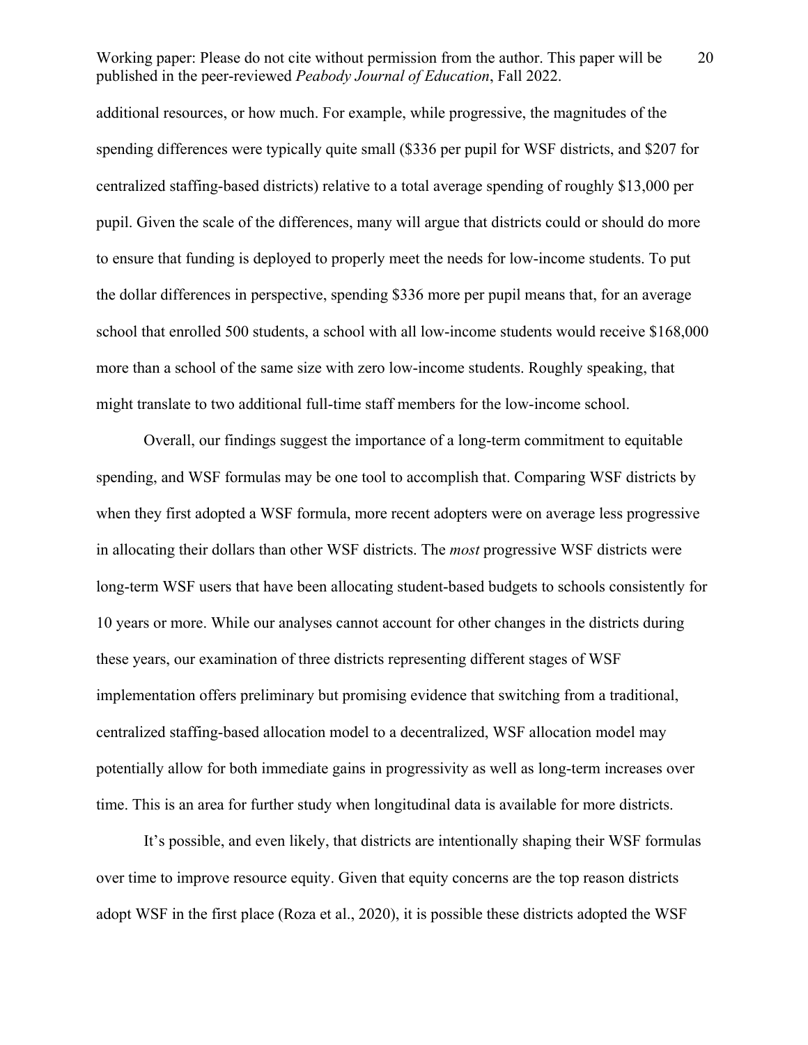additional resources, or how much. For example, while progressive, the magnitudes of the spending differences were typically quite small ($336 per pupil for WSF districts, and $207 for centralized staffing-based districts) relative to a total average spending of roughly $13,000 per pupil. Given the scale of the differences, many will argue that districts could or should do more to ensure that funding is deployed to properly meet the needs for low-income students. To put the dollar differences in perspective, spending $336 more per pupil means that, for an average school that enrolled 500 students, a school with all low-income students would receive $168,000 more than a school of the same size with zero low-income students. Roughly speaking, that might translate to two additional full-time staff members for the low-income school.

Overall, our findings suggest the importance of a long-term commitment to equitable spending, and WSF formulas may be one tool to accomplish that. Comparing WSF districts by when they first adopted a WSF formula, more recent adopters were on average less progressive in allocating their dollars than other WSF districts. The *most* progressive WSF districts were long-term WSF users that have been allocating student-based budgets to schools consistently for 10 years or more. While our analyses cannot account for other changes in the districts during these years, our examination of three districts representing different stages of WSF implementation offers preliminary but promising evidence that switching from a traditional, centralized staffing-based allocation model to a decentralized, WSF allocation model may potentially allow for both immediate gains in progressivity as well as long-term increases over time. This is an area for further study when longitudinal data is available for more districts.

It's possible, and even likely, that districts are intentionally shaping their WSF formulas over time to improve resource equity. Given that equity concerns are the top reason districts adopt WSF in the first place (Roza et al., 2020), it is possible these districts adopted the WSF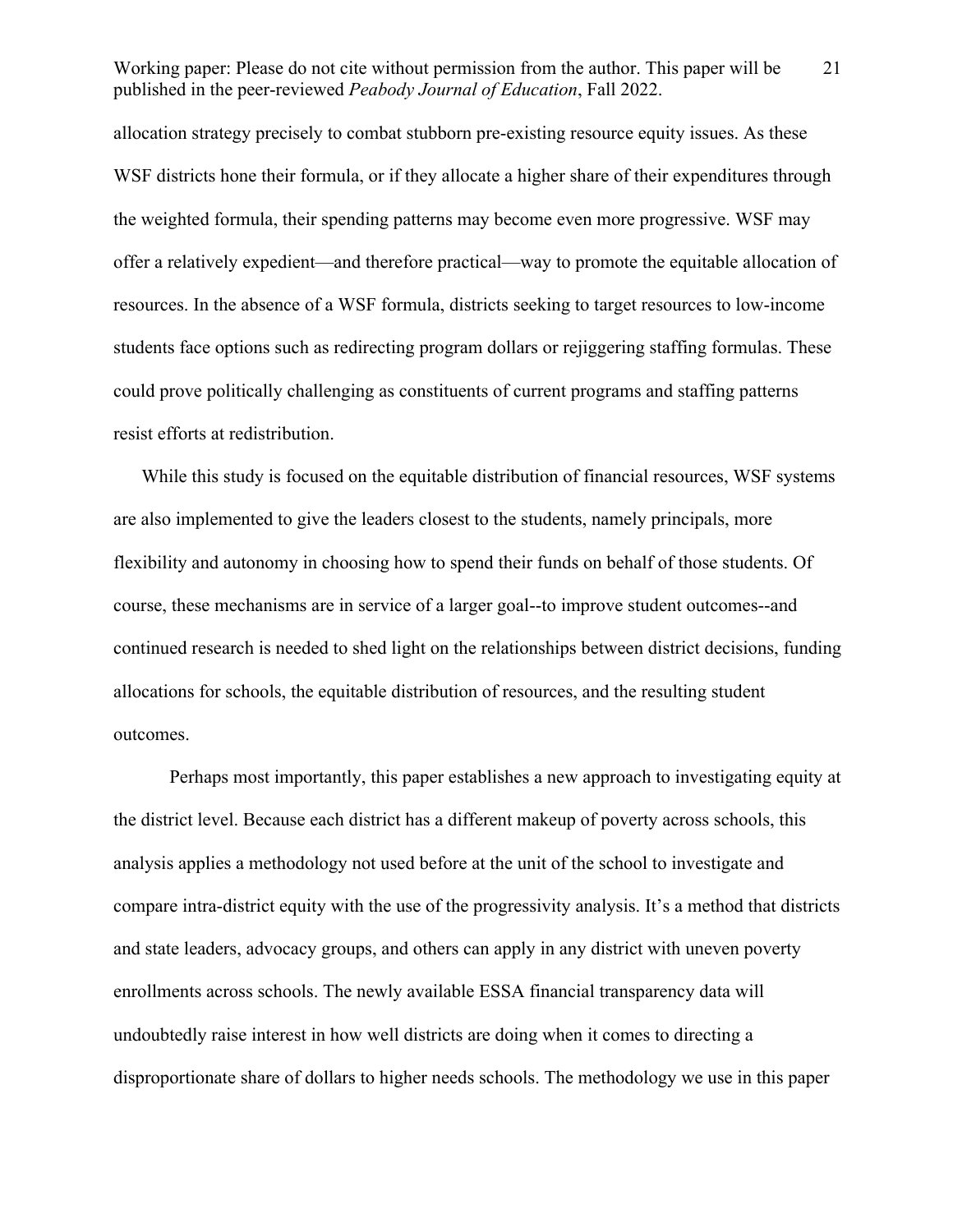allocation strategy precisely to combat stubborn pre-existing resource equity issues. As these WSF districts hone their formula, or if they allocate a higher share of their expenditures through the weighted formula, their spending patterns may become even more progressive. WSF may offer a relatively expedient—and therefore practical—way to promote the equitable allocation of resources. In the absence of a WSF formula, districts seeking to target resources to low-income students face options such as redirecting program dollars or rejiggering staffing formulas. These could prove politically challenging as constituents of current programs and staffing patterns resist efforts at redistribution.

While this study is focused on the equitable distribution of financial resources, WSF systems are also implemented to give the leaders closest to the students, namely principals, more flexibility and autonomy in choosing how to spend their funds on behalf of those students. Of course, these mechanisms are in service of a larger goal--to improve student outcomes--and continued research is needed to shed light on the relationships between district decisions, funding allocations for schools, the equitable distribution of resources, and the resulting student outcomes.

Perhaps most importantly, this paper establishes a new approach to investigating equity at the district level. Because each district has a different makeup of poverty across schools, this analysis applies a methodology not used before at the unit of the school to investigate and compare intra-district equity with the use of the progressivity analysis. It's a method that districts and state leaders, advocacy groups, and others can apply in any district with uneven poverty enrollments across schools. The newly available ESSA financial transparency data will undoubtedly raise interest in how well districts are doing when it comes to directing a disproportionate share of dollars to higher needs schools. The methodology we use in this paper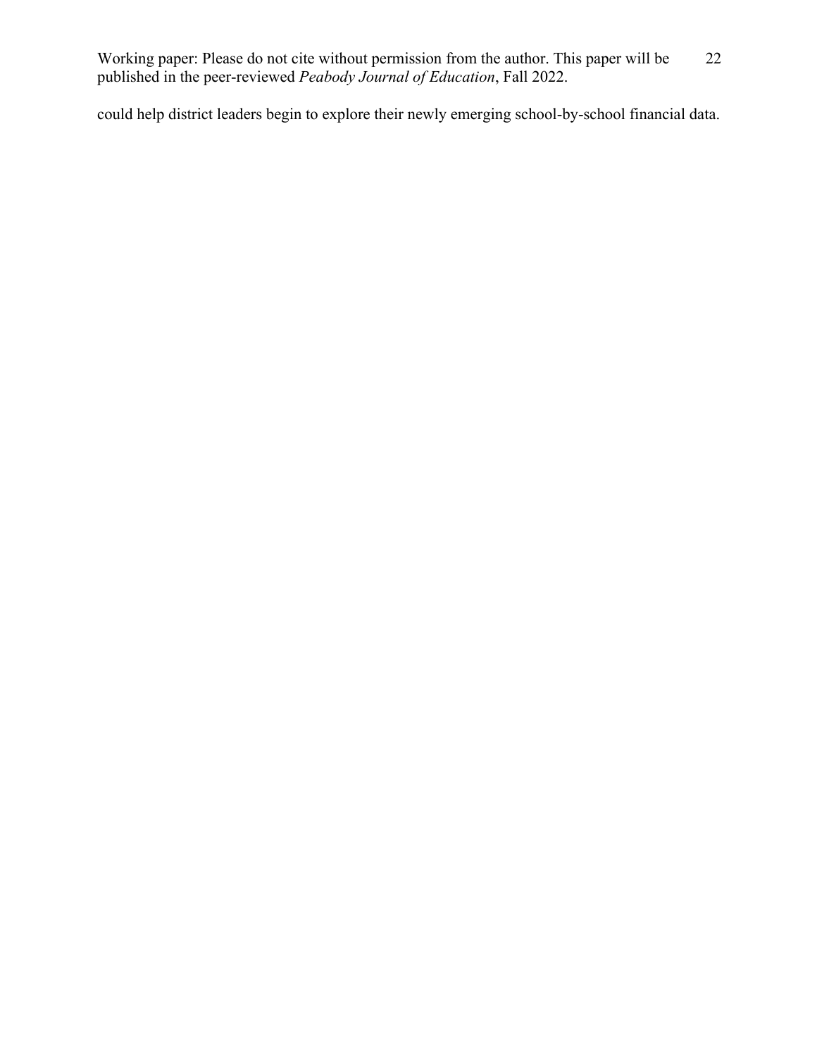could help district leaders begin to explore their newly emerging school-by-school financial data.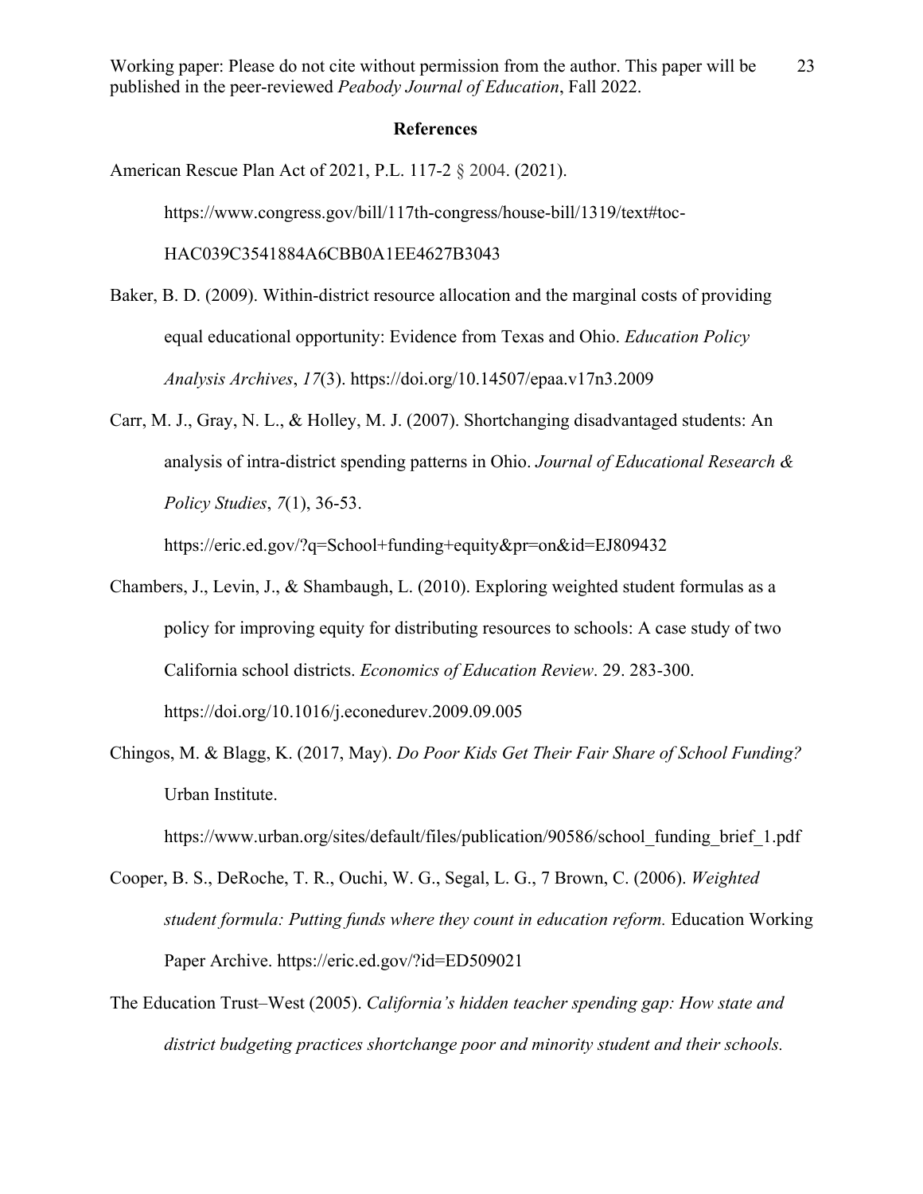**References**

American Rescue Plan Act of 2021, P.L. 117-2 § 2004. (2021). https://www.congress.gov/bill/117th-congress/house-bill/1319/text#toc-HAC039C3541884A6CBB0A1EE4627B3043

Baker, B. D. (2009). Within-district resource allocation and the marginal costs of providing equal educational opportunity: Evidence from Texas and Ohio. *Education Policy Analysis Archives*, *17*(3). https://doi.org/10.14507/epaa.v17n3.2009

Carr, M. J., Gray, N. L., & Holley, M. J. (2007). Shortchanging disadvantaged students: An analysis of intra-district spending patterns in Ohio. *Journal of Educational Research & Policy Studies*, *7*(1), 36-53. https://eric.ed.gov/?q=School+funding+equity&pr=on&id=EJ809432

Chambers, J., Levin, J., & Shambaugh, L. (2010). Exploring weighted student formulas as a policy for improving equity for distributing resources to schools: A case study of two California school districts. *Economics of Education Review*. 29. 283-300. https://doi.org/10.1016/j.econedurev.2009.09.005

Chingos, M. & Blagg, K. (2017, May). *Do Poor Kids Get Their Fair Share of School Funding?* Urban Institute. https://www.urban.org/sites/default/files/publication/90586/school_funding_brief_1.pdf

Cooper, B. S., DeRoche, T. R., Ouchi, W. G., Segal, L. G., 7 Brown, C. (2006). *Weighted student formula: Putting funds where they count in education reform.* Education Working Paper Archive. https://eric.ed.gov/?id=ED509021

The Education Trust–West (2005). *California's hidden teacher spending gap: How state and district budgeting practices shortchange poor and minority student and their schools.*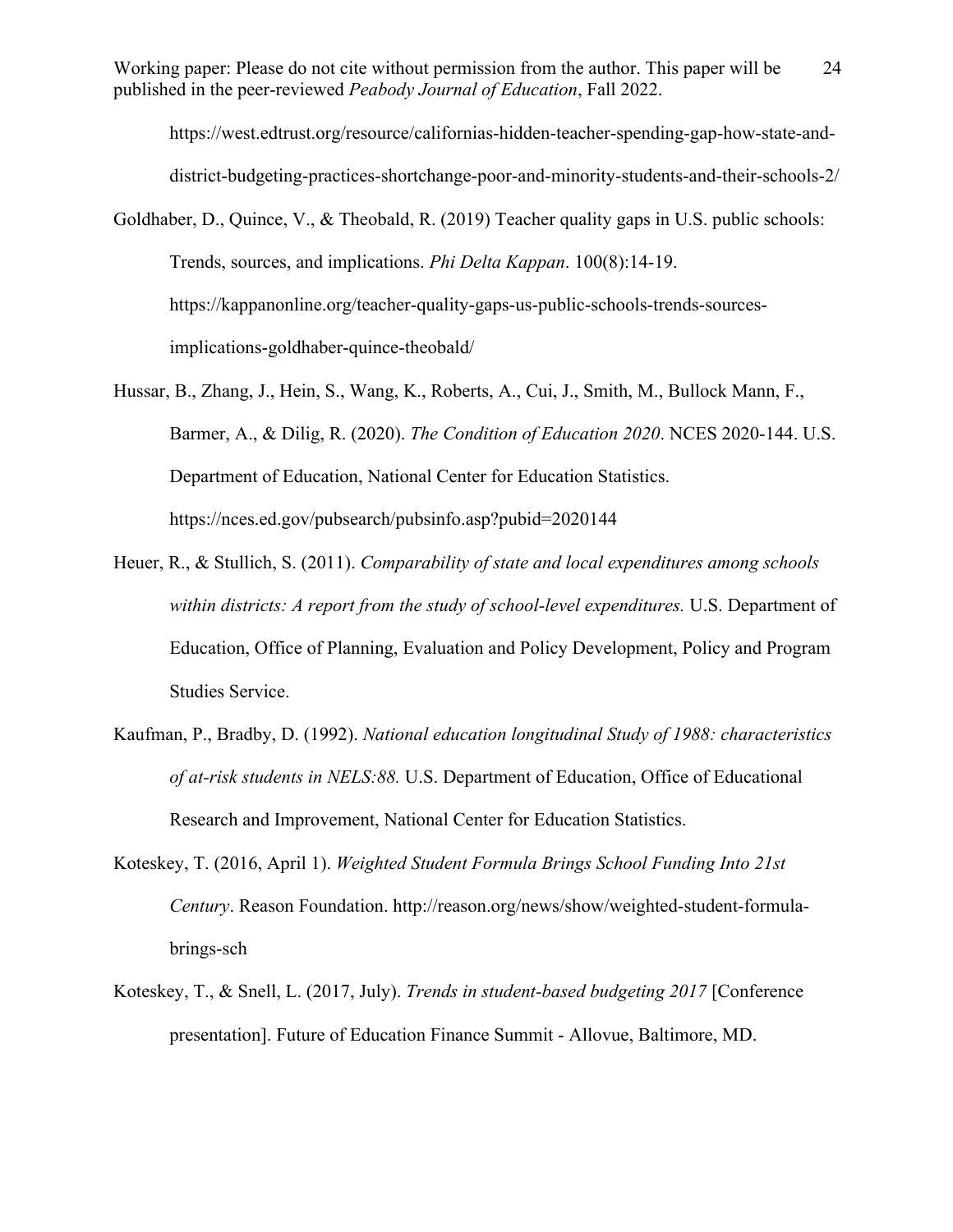https://west.edtrust.org/resource/californias-hidden-teacher-spending-gap-how-state-and-district-budgeting-practices-shortchange-poor-and-minority-students-and-their-schools-2/

Goldhaber, D., Quince, V., & Theobald, R. (2019) Teacher quality gaps in U.S. public schools: Trends, sources, and implications. *Phi Delta Kappan*. 100(8):14-19. https://kappanonline.org/teacher-quality-gaps-us-public-schools-trends-sources-implications-goldhaber-quince-theobald/

Hussar, B., Zhang, J., Hein, S., Wang, K., Roberts, A., Cui, J., Smith, M., Bullock Mann, F., Barmer, A., & Dilig, R. (2020). *The Condition of Education 2020*. NCES 2020-144. U.S. Department of Education, National Center for Education Statistics. https://nces.ed.gov/pubsearch/pubsinfo.asp?pubid=2020144

Heuer, R., & Stullich, S. (2011). *Comparability of state and local expenditures among schools within districts: A report from the study of school-level expenditures.* U.S. Department of Education, Office of Planning, Evaluation and Policy Development, Policy and Program Studies Service.

Kaufman, P., Bradby, D. (1992). *National education longitudinal Study of 1988: characteristics of at-risk students in NELS:88.* U.S. Department of Education, Office of Educational Research and Improvement, National Center for Education Statistics.

Koteskey, T. (2016, April 1). *Weighted Student Formula Brings School Funding Into 21st Century*. Reason Foundation. http://reason.org/news/show/weighted-student-formula-brings-sch

Koteskey, T., & Snell, L. (2017, July). *Trends in student-based budgeting 2017* [Conference presentation]. Future of Education Finance Summit - Allovue, Baltimore, MD.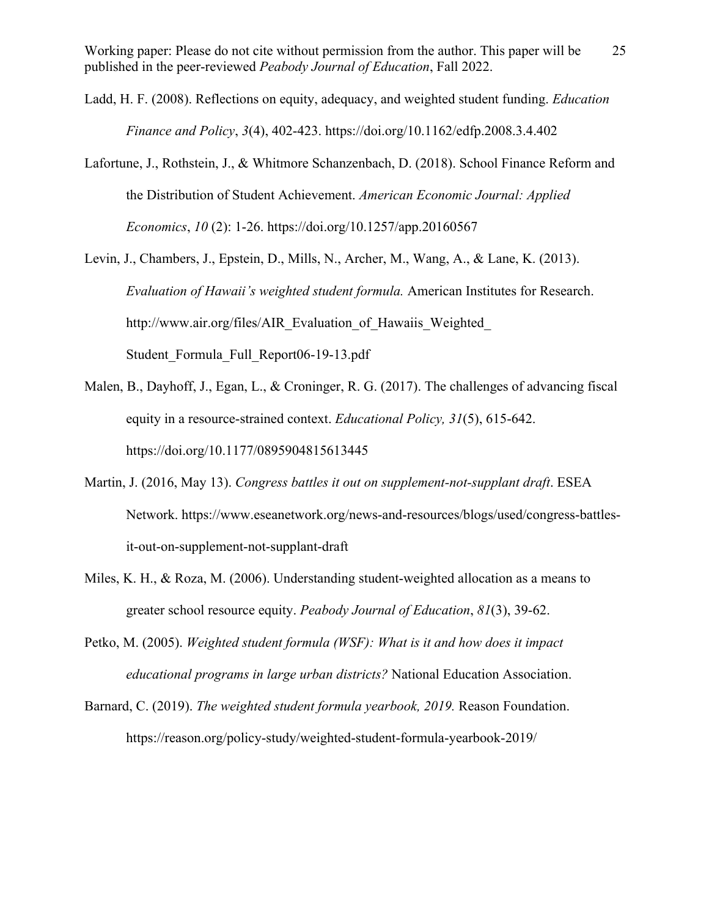Ladd, H. F. (2008). Reflections on equity, adequacy, and weighted student funding. *Education Finance and Policy*, *3*(4), 402-423. https://doi.org/10.1162/edfp.2008.3.4.402

Lafortune, J., Rothstein, J., & Whitmore Schanzenbach, D. (2018). School Finance Reform and the Distribution of Student Achievement. *American Economic Journal: Applied Economics*, *10* (2): 1-26. https://doi.org/10.1257/app.20160567

Levin, J., Chambers, J., Epstein, D., Mills, N., Archer, M., Wang, A., & Lane, K. (2013). *Evaluation of Hawaii's weighted student formula.* American Institutes for Research. http://www.air.org/files/AIR_Evaluation_of_Hawaiis_Weighted_Student_Formula_Full_Report06-19-13.pdf

Malen, B., Dayhoff, J., Egan, L., & Croninger, R. G. (2017). The challenges of advancing fiscal equity in a resource-strained context. *Educational Policy, 31*(5), 615-642. https://doi.org/10.1177/0895904815613445

Martin, J. (2016, May 13). *Congress battles it out on supplement-not-supplant draft*. ESEA Network. https://www.eseanetwork.org/news-and-resources/blogs/used/congress-battles-it-out-on-supplement-not-supplant-draft

Miles, K. H., & Roza, M. (2006). Understanding student-weighted allocation as a means to greater school resource equity. *Peabody Journal of Education*, *81*(3), 39-62.

Petko, M. (2005). *Weighted student formula (WSF): What is it and how does it impact educational programs in large urban districts?* National Education Association.

Barnard, C. (2019). *The weighted student formula yearbook, 2019.* Reason Foundation. https://reason.org/policy-study/weighted-student-formula-yearbook-2019/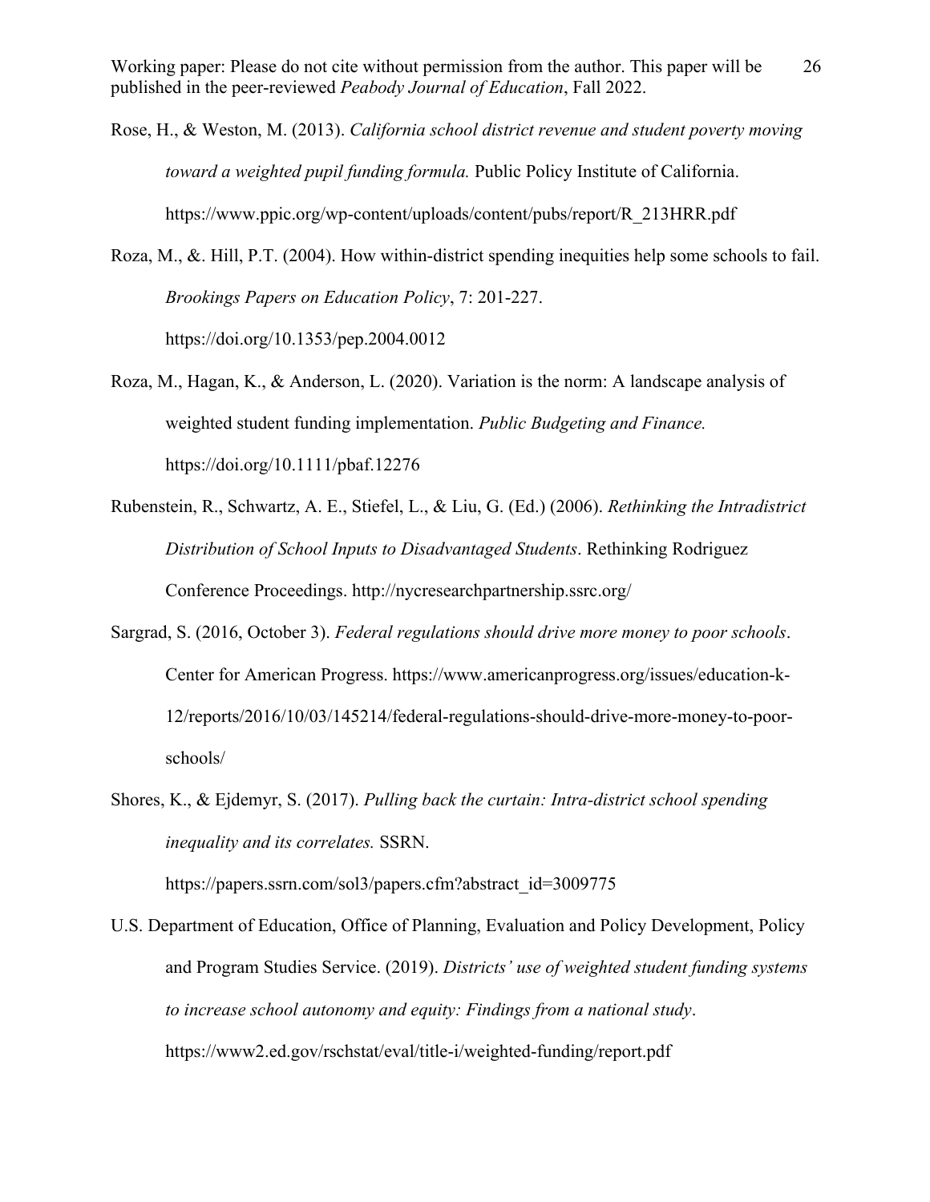Rose, H., & Weston, M. (2013). *California school district revenue and student poverty moving toward a weighted pupil funding formula.* Public Policy Institute of California. https://www.ppic.org/wp-content/uploads/content/pubs/report/R_213HRR.pdf

Roza, M., &. Hill, P.T. (2004). How within-district spending inequities help some schools to fail. *Brookings Papers on Education Policy*, 7: 201-227. https://doi.org/10.1353/pep.2004.0012

Roza, M., Hagan, K., & Anderson, L. (2020). Variation is the norm: A landscape analysis of weighted student funding implementation. *Public Budgeting and Finance.* https://doi.org/10.1111/pbaf.12276

Rubenstein, R., Schwartz, A. E., Stiefel, L., & Liu, G. (Ed.) (2006). *Rethinking the Intradistrict Distribution of School Inputs to Disadvantaged Students*. Rethinking Rodriguez Conference Proceedings. http://nycresearchpartnership.ssrc.org/

Sargrad, S. (2016, October 3). *Federal regulations should drive more money to poor schools*. Center for American Progress. https://www.americanprogress.org/issues/education-k-12/reports/2016/10/03/145214/federal-regulations-should-drive-more-money-to-poor-schools/

Shores, K., & Ejdemyr, S. (2017). *Pulling back the curtain: Intra-district school spending inequality and its correlates.* SSRN. https://papers.ssrn.com/sol3/papers.cfm?abstract_id=3009775

U.S. Department of Education, Office of Planning, Evaluation and Policy Development, Policy and Program Studies Service. (2019). *Districts' use of weighted student funding systems to increase school autonomy and equity: Findings from a national study*. https://www2.ed.gov/rschstat/eval/title-i/weighted-funding/report.pdf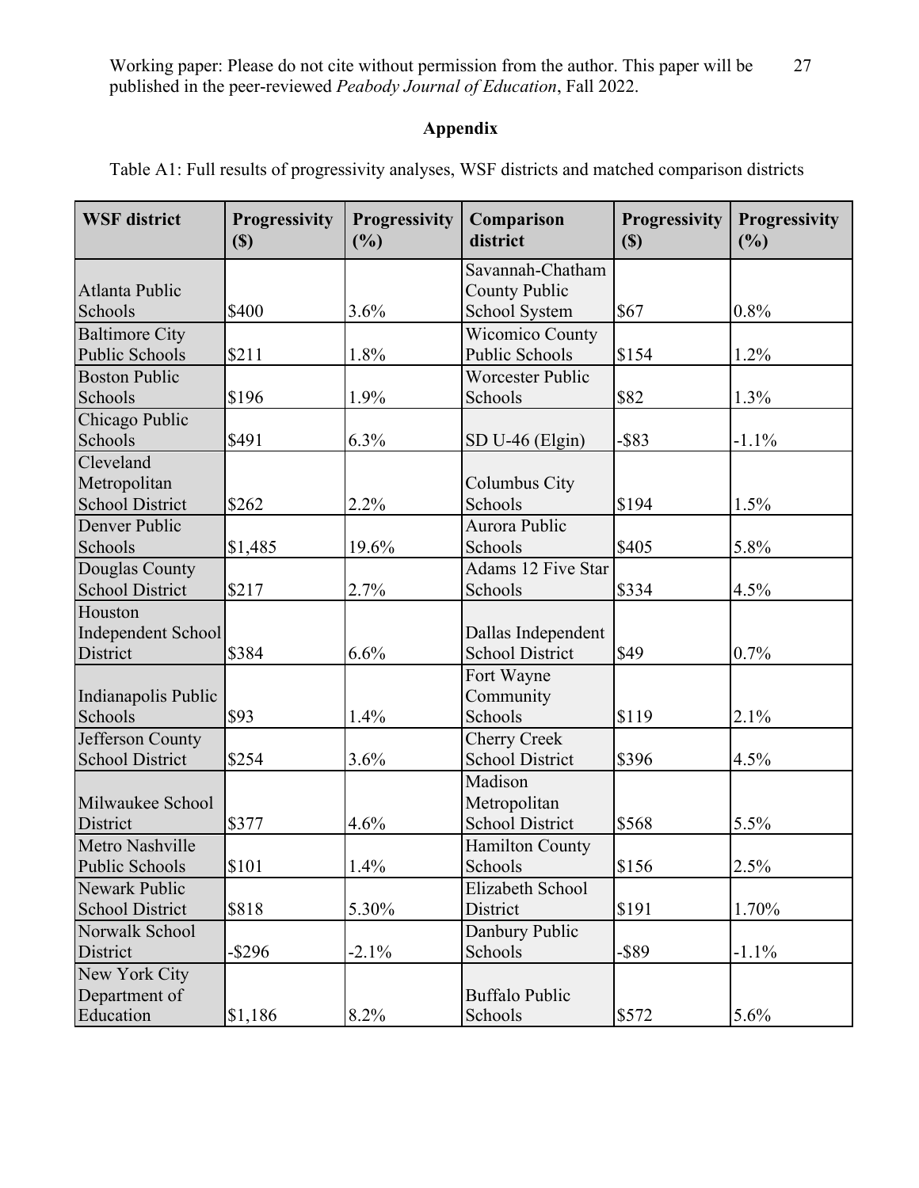## Appendix

Table A1: Full results of progressivity analyses, WSF districts and matched comparison districts

| WSF district | Progressivity ($) | Progressivity (%) | Comparison district | Progressivity ($) | Progressivity (%) |
|---|---|---|---|---|---|
| Atlanta Public Schools | $400 | 3.6% | Savannah-Chatham County Public School System | $67 | 0.8% |
| Baltimore City Public Schools | $211 | 1.8% | Wicomico County Public Schools | $154 | 1.2% |
| Boston Public Schools | $196 | 1.9% | Worcester Public Schools | $82 | 1.3% |
| Chicago Public Schools | $491 | 6.3% | SD U-46 (Elgin) | -$83 | -1.1% |
| Cleveland Metropolitan School District | $262 | 2.2% | Columbus City Schools | $194 | 1.5% |
| Denver Public Schools | $1,485 | 19.6% | Aurora Public Schools | $405 | 5.8% |
| Douglas County School District | $217 | 2.7% | Adams 12 Five Star Schools | $334 | 4.5% |
| Houston Independent School District | $384 | 6.6% | Dallas Independent School District | $49 | 0.7% |
| Indianapolis Public Schools | $93 | 1.4% | Fort Wayne Community Schools | $119 | 2.1% |
| Jefferson County School District | $254 | 3.6% | Cherry Creek School District | $396 | 4.5% |
| Milwaukee School District | $377 | 4.6% | Madison Metropolitan School District | $568 | 5.5% |
| Metro Nashville Public Schools | $101 | 1.4% | Hamilton County Schools | $156 | 2.5% |
| Newark Public School District | $818 | 5.30% | Elizabeth School District | $191 | 1.70% |
| Norwalk School District | -$296 | -2.1% | Danbury Public Schools | -$89 | -1.1% |
| New York City Department of Education | $1,186 | 8.2% | Buffalo Public Schools | $572 | 5.6% |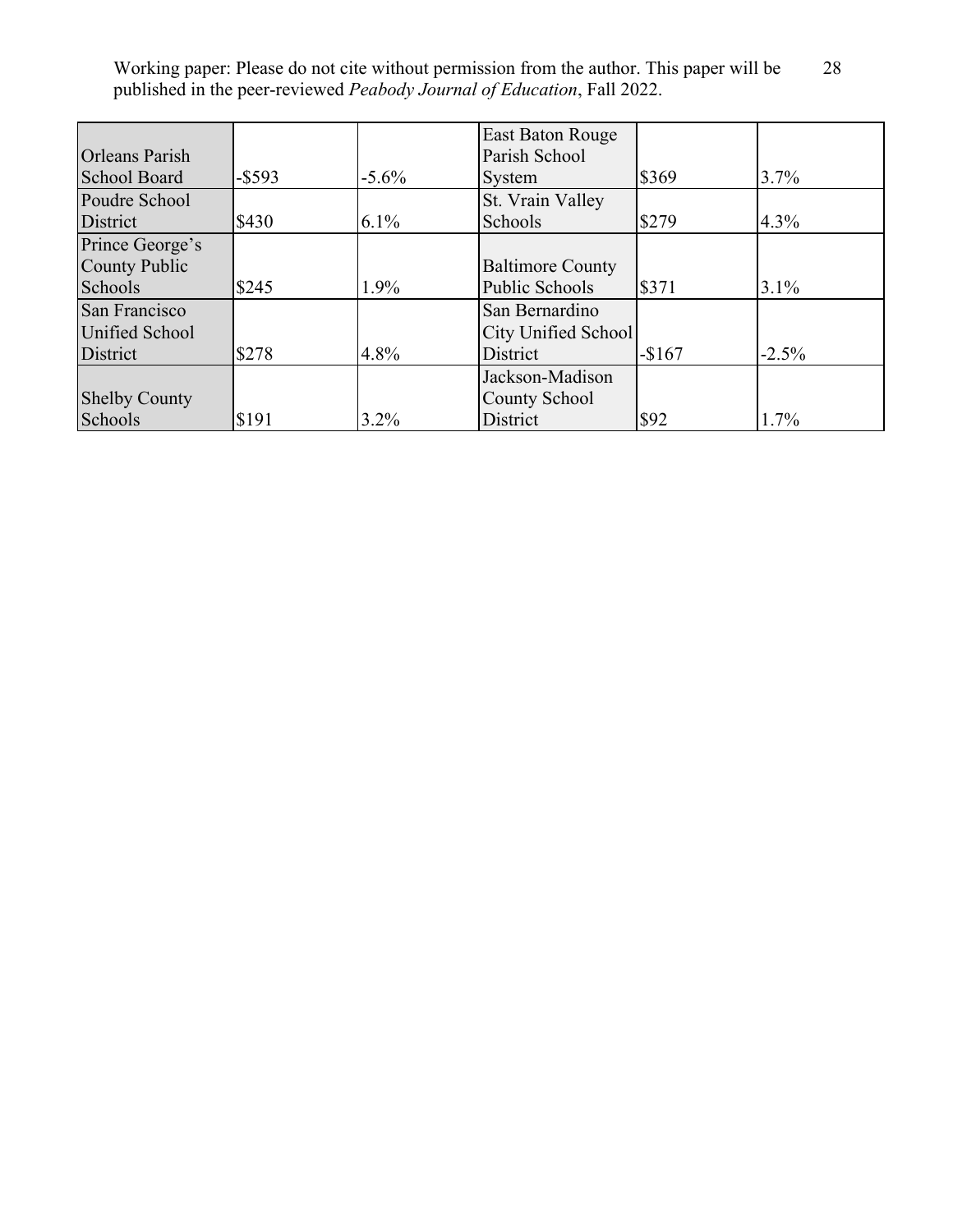| | | | | | |
|---|---|---|---|---|---|
| Orleans Parish School Board | -$593 | -5.6% | East Baton Rouge Parish School System | $369 | 3.7% |
| Poudre School District | $430 | 6.1% | St. Vrain Valley Schools | $279 | 4.3% |
| Prince George's County Public Schools | $245 | 1.9% | Baltimore County Public Schools | $371 | 3.1% |
| San Francisco Unified School District | $278 | 4.8% | San Bernardino City Unified School District | -$167 | -2.5% |
| Shelby County Schools | $191 | 3.2% | Jackson-Madison County School District | $92 | 1.7% |